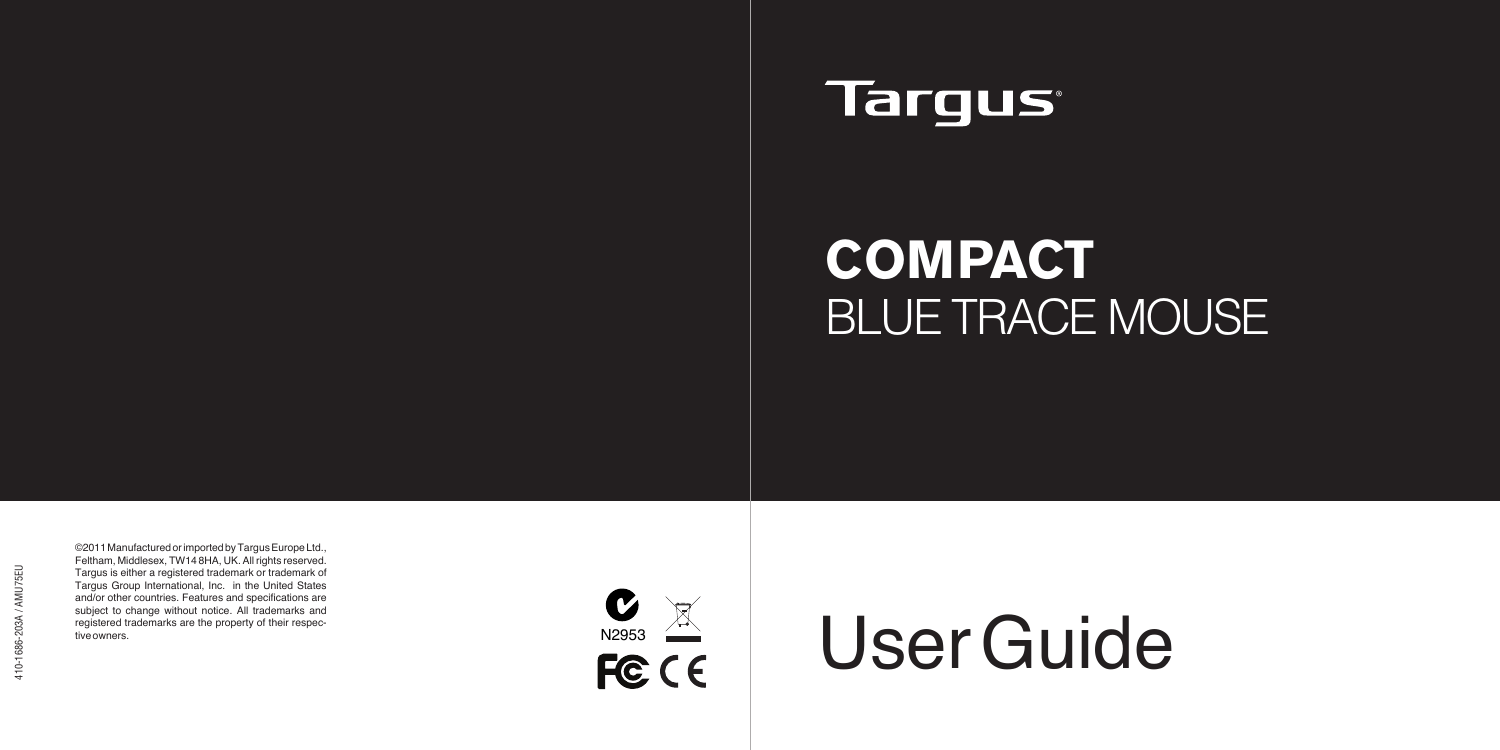Targus

# COMPACT
# BLUE TRACE MOUSE

# User Guide

©2011 Manufactured or imported by Targus Europe Ltd., Feltham, Middlesex, TW14 8HA, UK. All rights reserved. Targus is either a registered trademark or trademark of Targus Group International, Inc. in the United States and/or other countries. Features and specifications are subject to change without notice. All trademarks and registered trademarks are the property of their respective owners.

N2953

410-1686-203A / AMU75EU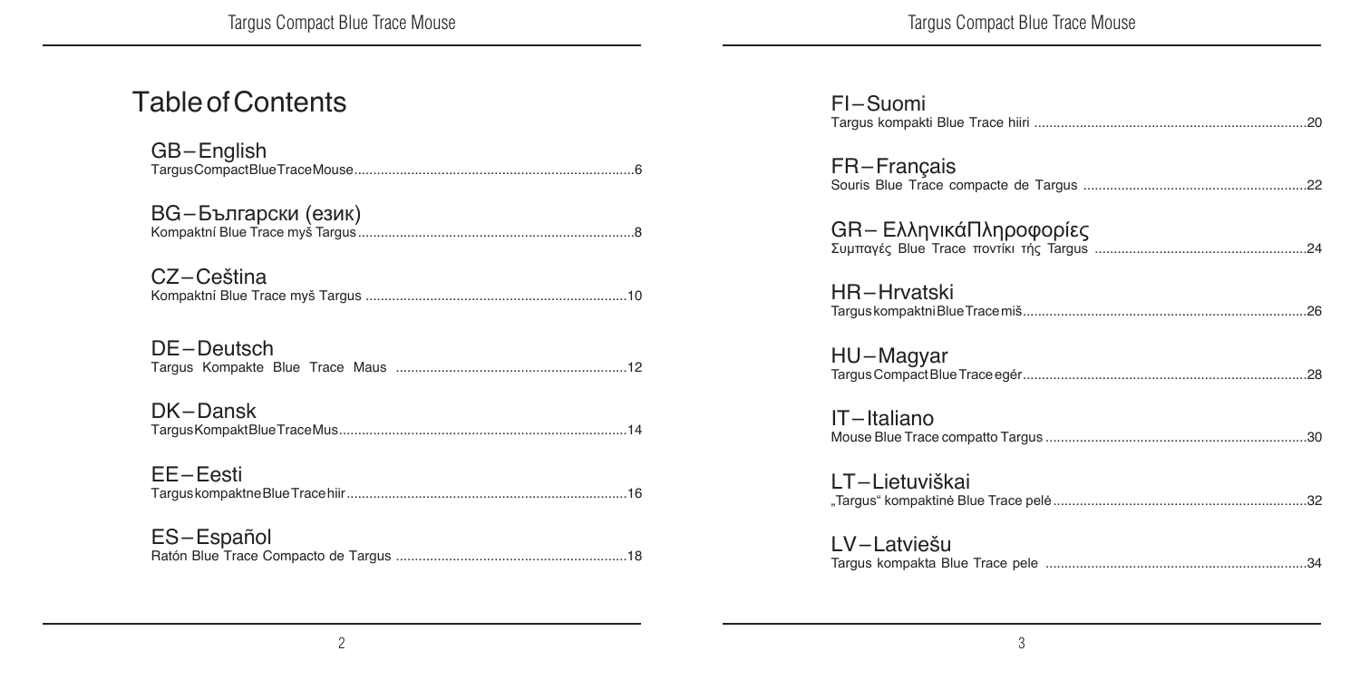# Table of Contents

GB – English
TargusCompactBlueTraceMouse .......... 6

BG – Български (език)
Kompaktní Blue Trace myš Targus .......... 8

CZ – Čeština
Kompaktní Blue Trace myš Targus .......... 10

DE – Deutsch
Targus Kompakte Blue Trace Maus .......... 12

DK – Dansk
TargusKompaktBlueTraceMus .......... 14

EE – Eesti
TarguskompaktneBlueTracehiir .......... 16

ES – Español
Ratón Blue Trace Compacto de Targus .......... 18

FI – Suomi
Targus kompakti Blue Trace hiiri .......... 20

FR – Français
Souris Blue Trace compacte de Targus .......... 22

GR – ΕλληνικάΠληροφορίες
Συμπαγές Blue Trace ποντίκι τής Targus .......... 24

HR – Hrvatski
TarguskompaktniBlueTracemiš .......... 26

HU – Magyar
TargusCompactBlueTraceegér .......... 28

IT – Italiano
Mouse Blue Trace compatto Targus .......... 30

LT – Lietuviškai
„Targus“ kompaktinė Blue Trace pelė .......... 32

LV – Latviešu
Targus kompakta Blue Trace pele .......... 34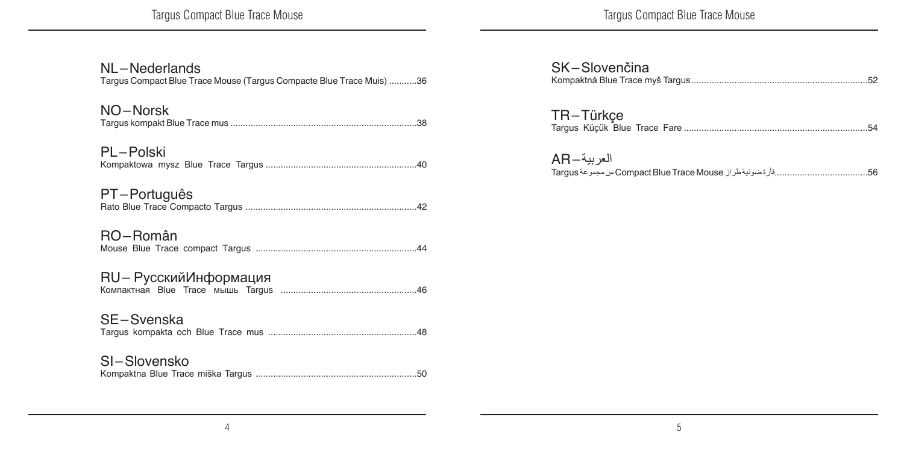## NL–Nederlands
Targus Compact Blue Trace Mouse (Targus Compacte Blue Trace Muis) ...........36

## NO–Norsk
Targus kompakt Blue Trace mus ........................................................................38

## PL–Polski
Kompaktowa mysz Blue Trace Targus ...........................................................40

## PT–Português
Rato Blue Trace Compacto Targus ...................................................................42

## RO–Român
Mouse Blue Trace compact Targus ...............................................................44

## RU– РусскийИнформация
Компактная Blue Trace мышь Targus .....................................................46

## SE–Svenska
Targus kompakta och Blue Trace mus ..........................................................48

## SI–Slovensko
Kompaktna Blue Trace miška Targus ...............................................................50

## SK–Slovenčina
Kompaktná Blue Trace myš Targus.....................................................................52

## TR–Türkçe
Targus Küçük Blue Trace Fare ........................................................................54

## AR–العربية
فأرة ضوئية طراز Compact Blue Trace Mouse من مجموعة Targus.....................................56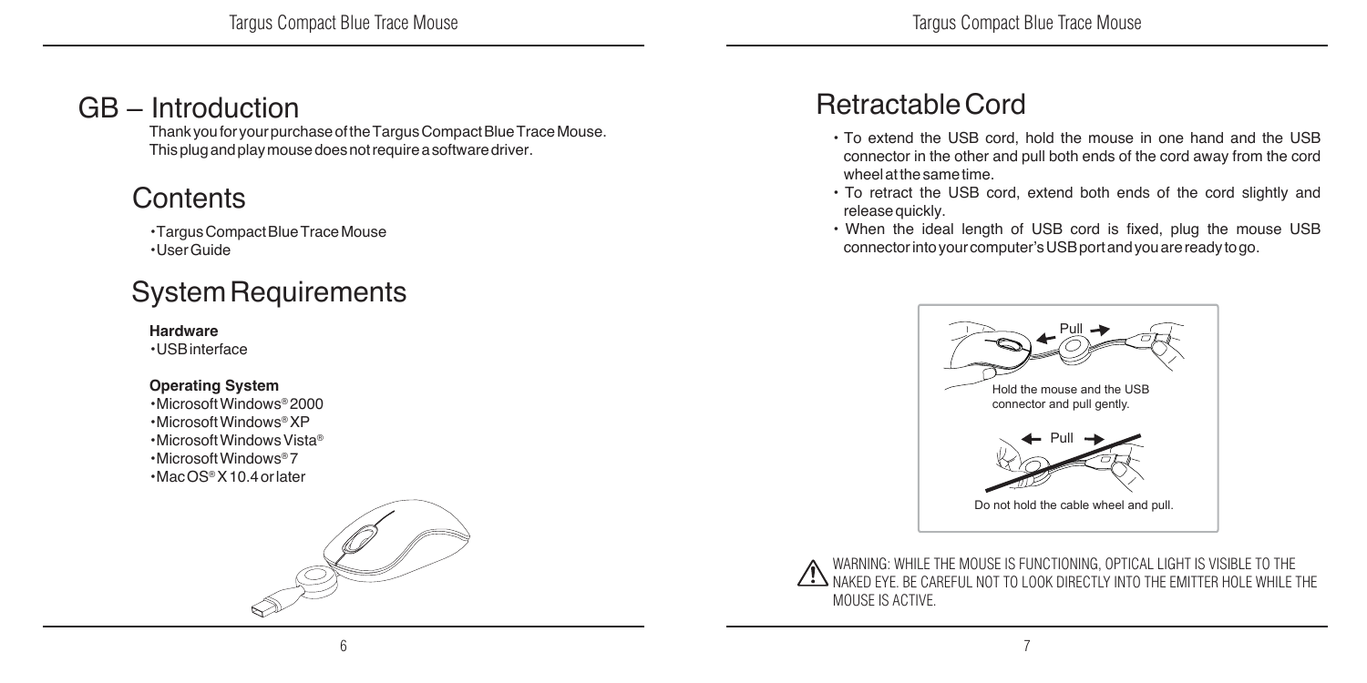# GB – Introduction

Thank you for your purchase of the Targus Compact Blue Trace Mouse. This plug and play mouse does not require a software driver.

## Contents

- Targus Compact Blue Trace Mouse
- User Guide

## System Requirements

**Hardware**

- USB interface

**Operating System**

- Microsoft Windows® 2000
- Microsoft Windows® XP
- Microsoft Windows Vista®
- Microsoft Windows® 7
- Mac OS® X 10.4 or later

## Retractable Cord

- To extend the USB cord, hold the mouse in one hand and the USB connector in the other and pull both ends of the cord away from the cord wheel at the same time.
- To retract the USB cord, extend both ends of the cord slightly and release quickly.
- When the ideal length of USB cord is fixed, plug the mouse USB connector into your computer's USB port and you are ready to go.

Pull

Hold the mouse and the USB connector and pull gently.

Pull

Do not hold the cable wheel and pull.

WARNING: WHILE THE MOUSE IS FUNCTIONING, OPTICAL LIGHT IS VISIBLE TO THE NAKED EYE. BE CAREFUL NOT TO LOOK DIRECTLY INTO THE EMITTER HOLE WHILE THE MOUSE IS ACTIVE.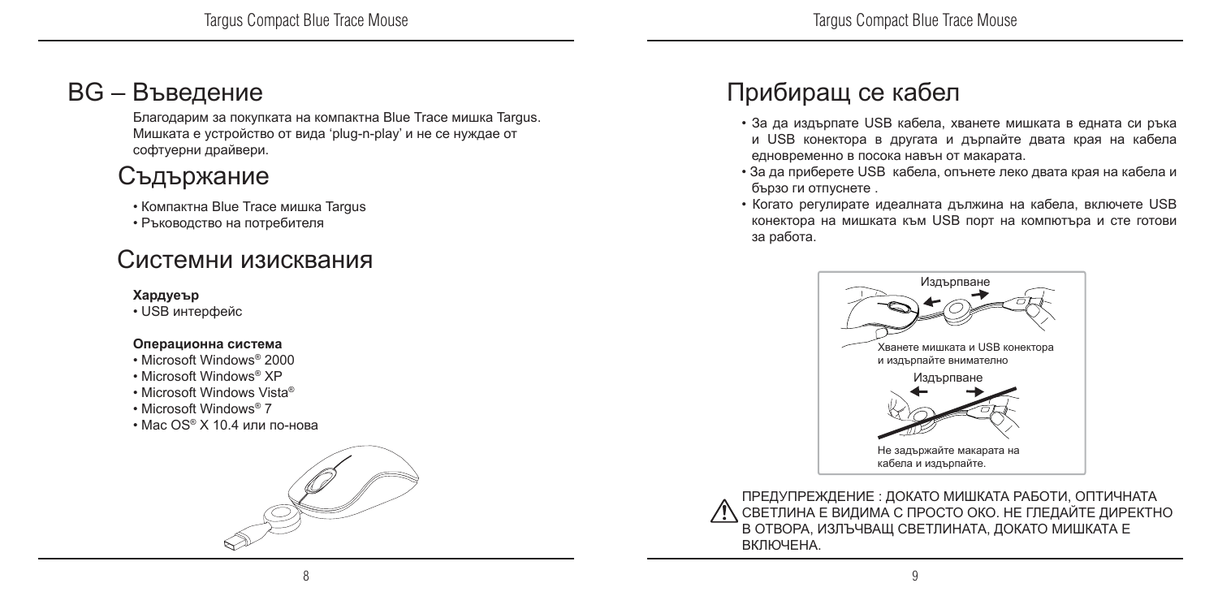# BG – Въведение

Благодарим за покупката на компактна Blue Trace мишка Targus. Мишката е устройство от вида 'plug-n-play' и не се нуждае от софтуерни драйвери.

## Съдържание

- Компактна Blue Trace мишка Targus
- Ръководство на потребителя

## Системни изисквания

**Хардуеър**

- USB интерфейс

**Операционна система**

- Microsoft Windows® 2000
- Microsoft Windows® XP
- Microsoft Windows Vista®
- Microsoft Windows® 7
- Mac OS® X 10.4 или по-нова

## Прибиращ се кабел

- За да издърпате USB кабела, хванете мишката в едната си ръка и USB конектора в другата и дърпайте двата края на кабела едновременно в посока навън от макарата.
- За да приберете USB кабела, опънете леко двата края на кабела и бързо ги отпуснете .
- Когато регулирате идеалната дължина на кабела, включете USB конектора на мишката към USB порт на компютъра и сте готови за работа.

Издърпване

Хванете мишката и USB конектора и издърпайте внимателно

Издърпване

Не задържайте макарата на кабела и издърпайте.

⚠ ПРЕДУПРЕЖДЕНИЕ : ДОКАТО МИШКАТА РАБОТИ, ОПТИЧНАТА СВЕТЛИНА Е ВИДИМА С ПРОСТО ОКО. НЕ ГЛЕДАЙТЕ ДИРЕКТНО В ОТВОРА, ИЗЛЪЧВАЩ СВЕТЛИНАТА, ДОКАТО МИШКАТА Е ВКЛЮЧЕНА.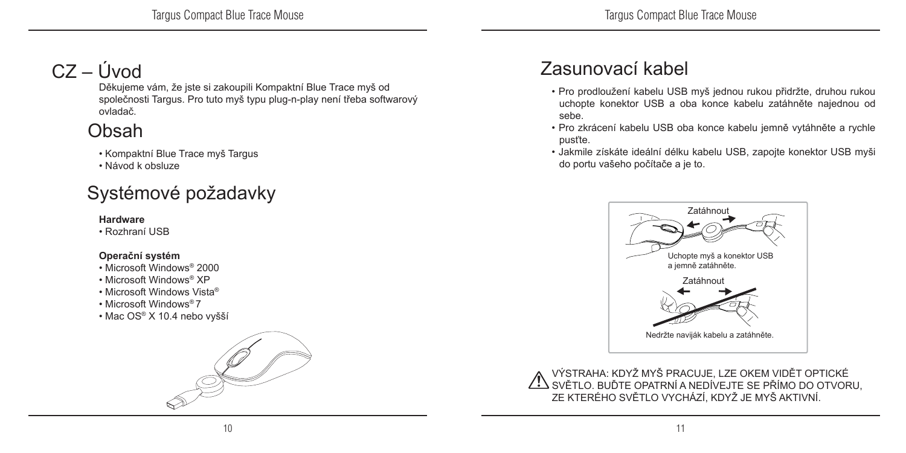# CZ – Úvod

Děkujeme vám, že jste si zakoupili Kompaktní Blue Trace myš od společnosti Targus. Pro tuto myš typu plug-n-play není třeba softwarový ovladač.

## Obsah

- Kompaktní Blue Trace myš Targus
- Návod k obsluze

## Systémové požadavky

**Hardware**

- Rozhraní USB

**Operační systém**

- Microsoft Windows® 2000
- Microsoft Windows® XP
- Microsoft Windows Vista®
- Microsoft Windows® 7
- Mac OS® X 10.4 nebo vyšší

## Zasunovací kabel

- Pro prodloužení kabelu USB myš jednou rukou přidržte, druhou rukou uchopte konektor USB a oba konce kabelu zatáhněte najednou od sebe.
- Pro zkrácení kabelu USB oba konce kabelu jemně vytáhněte a rychle pusťte.
- Jakmile získáte ideální délku kabelu USB, zapojte konektor USB myši do portu vašeho počítače a je to.

Zatáhnout

Uchopte myš a konektor USB a jemně zatáhněte.

Zatáhnout

Nedržte naviják kabelu a zatáhněte.

⚠ VÝSTRAHA: KDYŽ MYŠ PRACUJE, LZE OKEM VIDĚT OPTICKÉ SVĚTLO. BUĎTE OPATRNÍ A NEDÍVEJTE SE PŘÍMO DO OTVORU, ZE KTERÉHO SVĚTLO VYCHÁZÍ, KDYŽ JE MYŠ AKTIVNÍ.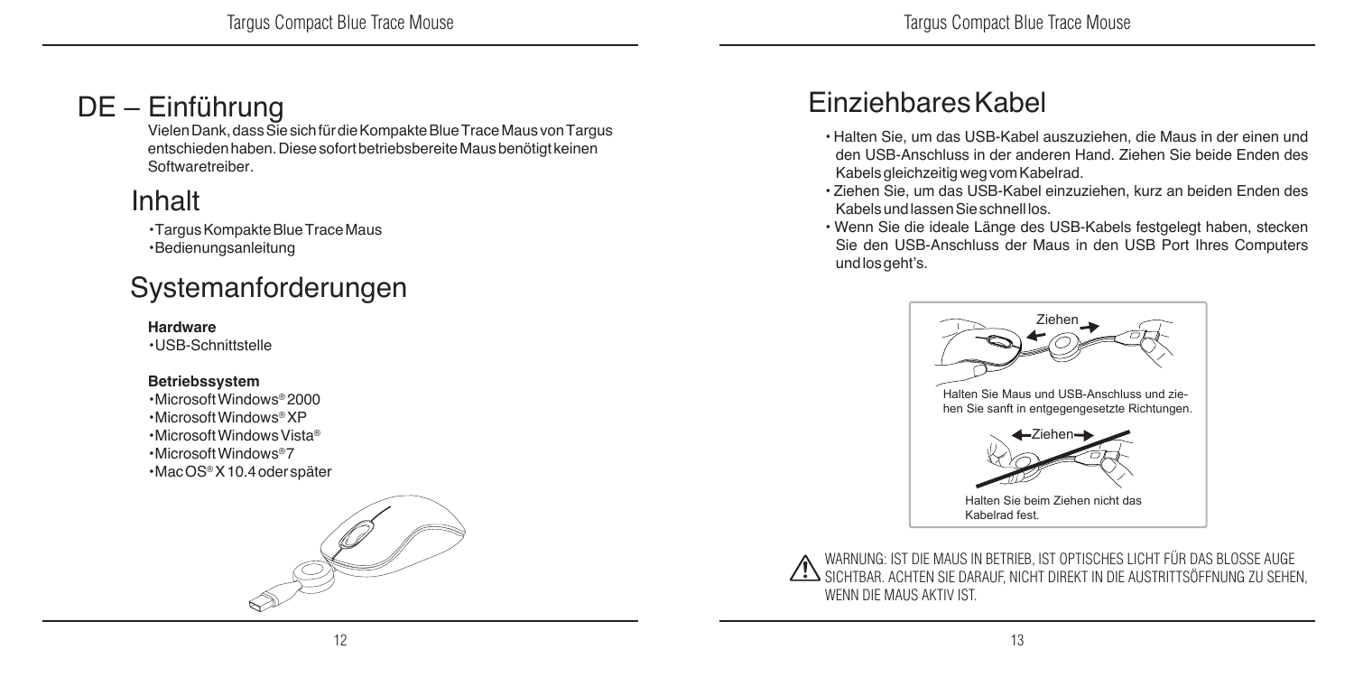# DE – Einführung

Vielen Dank, dass Sie sich für die Kompakte Blue Trace Maus von Targus entschieden haben. Diese sofort betriebsbereite Maus benötigt keinen Softwaretreiber.

## Inhalt

- Targus Kompakte Blue Trace Maus
- Bedienungsanleitung

## Systemanforderungen

**Hardware**

- USB-Schnittstelle

**Betriebssystem**

- Microsoft Windows® 2000
- Microsoft Windows® XP
- Microsoft Windows Vista®
- Microsoft Windows® 7
- Mac OS® X 10.4 oder später

# Einziehbares Kabel

- Halten Sie, um das USB-Kabel auszuziehen, die Maus in der einen und den USB-Anschluss in der anderen Hand. Ziehen Sie beide Enden des Kabels gleichzeitig weg vom Kabelrad.
- Ziehen Sie, um das USB-Kabel einzuziehen, kurz an beiden Enden des Kabels und lassen Sie schnell los.
- Wenn Sie die ideale Länge des USB-Kabels festgelegt haben, stecken Sie den USB-Anschluss der Maus in den USB Port Ihres Computers und los geht's.

Ziehen

Halten Sie Maus und USB-Anschluss und ziehen Sie sanft in entgegengesetzte Richtungen.

Ziehen

Halten Sie beim Ziehen nicht das Kabelrad fest.

WARNUNG: IST DIE MAUS IN BETRIEB, IST OPTISCHES LICHT FÜR DAS BLOSSE AUGE SICHTBAR. ACHTEN SIE DARAUF, NICHT DIREKT IN DIE AUSTRITTSÖFFNUNG ZU SEHEN, WENN DIE MAUS AKTIV IST.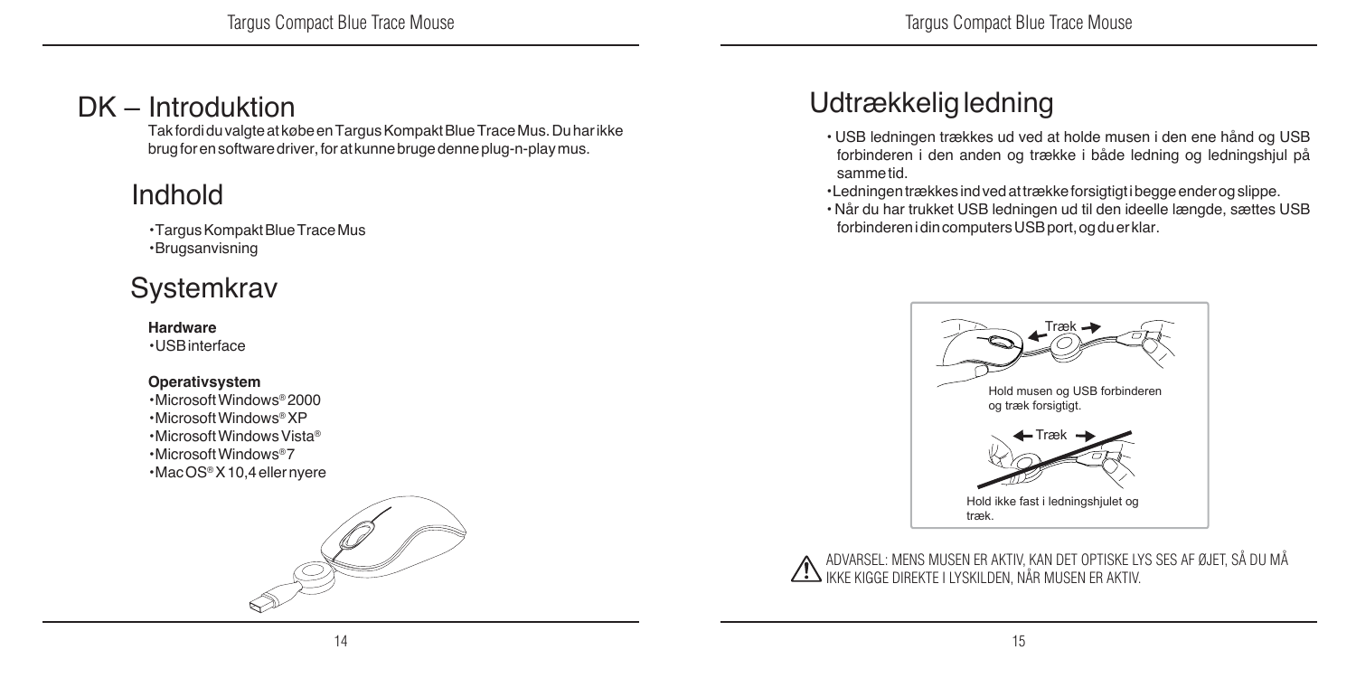# DK – Introduktion

Tak fordi du valgte at købe en Targus Kompakt Blue Trace Mus. Du har ikke brug for en software driver, for at kunne bruge denne plug-n-play mus.

## Indhold

- Targus Kompakt Blue Trace Mus
- Brugsanvisning

## Systemkrav

**Hardware**

- USB interface

**Operativsystem**

- Microsoft Windows® 2000
- Microsoft Windows® XP
- Microsoft Windows Vista®
- Microsoft Windows® 7
- Mac OS® X 10,4 eller nyere

# Udtrækkelig ledning

- USB ledningen trækkes ud ved at holde musen i den ene hånd og USB forbinderen i den anden og trække i både ledning og ledningshjul på samme tid.
- Ledningen trækkes ind ved at trække forsigtigt i begge ender og slippe.
- Når du har trukket USB ledningen ud til den ideelle længde, sættes USB forbinderen i din computers USB port, og du er klar.

Træk

Hold musen og USB forbinderen og træk forsigtigt.

Træk

Hold ikke fast i ledningshjulet og træk.

ADVARSEL: MENS MUSEN ER AKTIV, KAN DET OPTISKE LYS SES AF ØJET, SÅ DU MÅ IKKE KIGGE DIREKTE I LYSKILDEN, NÅR MUSEN ER AKTIV.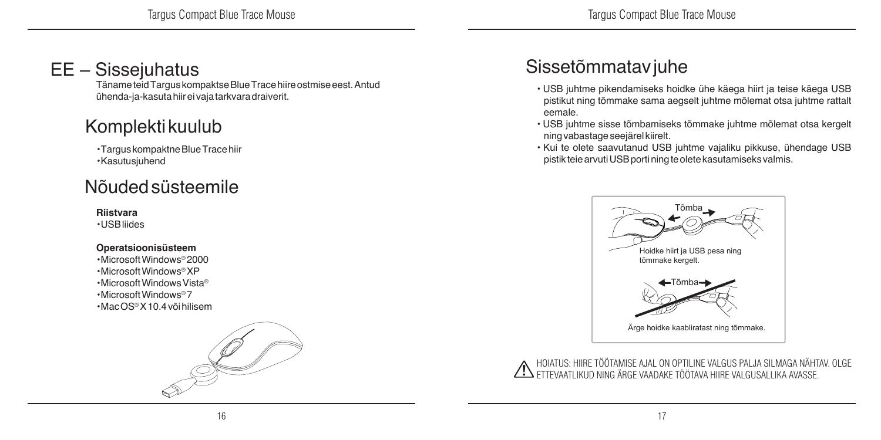# EE – Sissejuhatus

Täname teid Targus kompaktse Blue Trace hiire ostmise eest. Antud ühenda-ja-kasuta hiir ei vaja tarkvara draiverit.

## Komplekti kuulub

- Targus kompaktne Blue Trace hiir
- Kasutusjuhend

## Nõuded süsteemile

**Riistvara**

- USB liides

**Operatsioonisüsteem**

- Microsoft Windows® 2000
- Microsoft Windows® XP
- Microsoft Windows Vista®
- Microsoft Windows® 7
- Mac OS® X 10.4 või hilisem

## Sissetõmmatav juhe

- USB juhtme pikendamiseks hoidke ühe käega hiirt ja teise käega USB pistikut ning tõmmake sama aegselt juhtme mõlemat otsa juhtme rattalt eemale.
- USB juhtme sisse tõmbamiseks tõmmake juhtme mõlemat otsa kergelt ning vabastage seejärel kiirelt.
- Kui te olete saavutanud USB juhtme vajaliku pikkuse, ühendage USB pistik teie arvuti USB porti ning te olete kasutamiseks valmis.

Tõmba

Hoidke hiirt ja USB pesa ning tõmmake kergelt.

Tõmba

Ärge hoidke kaabliratast ning tõmmake.

HOIATUS: HIIRE TÖÖTAMISE AJAL ON OPTILINE VALGUS PALJA SILMAGA NÄHTAV. OLGE ETTEVAATLIKUD NING ÄRGE VAADAKE TÖÖTAVA HIIRE VALGUSALLIKA AVASSE.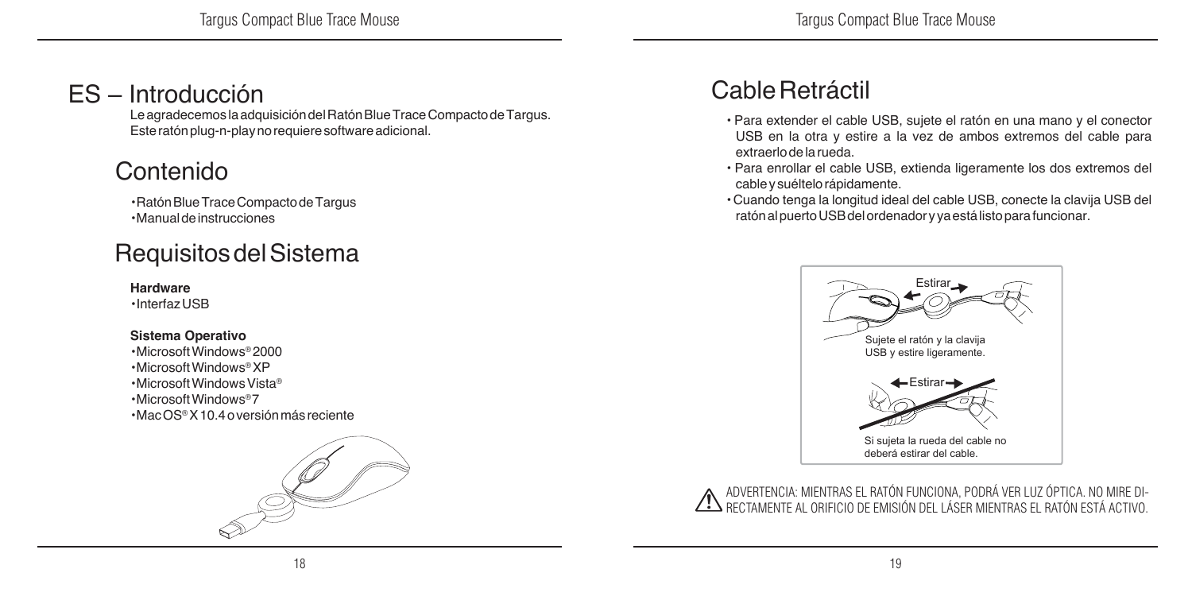# ES – Introducción

Le agradecemos la adquisición del Ratón Blue Trace Compacto de Targus. Este ratón plug-n-play no requiere software adicional.

## Contenido

- Ratón Blue Trace Compacto de Targus
- Manual de instrucciones

## Requisitos del Sistema

**Hardware**

- Interfaz USB

**Sistema Operativo**

- Microsoft Windows® 2000
- Microsoft Windows® XP
- Microsoft Windows Vista®
- Microsoft Windows® 7
- Mac OS® X 10.4 o versión más reciente

## Cable Retráctil

- Para extender el cable USB, sujete el ratón en una mano y el conector USB en la otra y estire a la vez de ambos extremos del cable para extraerlo de la rueda.
- Para enrollar el cable USB, extienda ligeramente los dos extremos del cable y suéltelo rápidamente.
- Cuando tenga la longitud ideal del cable USB, conecte la clavija USB del ratón al puerto USB del ordenador y ya está listo para funcionar.

Estirar

Sujete el ratón y la clavija USB y estire ligeramente.

Estirar

Si sujeta la rueda del cable no deberá estirar del cable.

⚠ ADVERTENCIA: MIENTRAS EL RATÓN FUNCIONA, PODRÁ VER LUZ ÓPTICA. NO MIRE DIRECTAMENTE AL ORIFICIO DE EMISIÓN DEL LÁSER MIENTRAS EL RATÓN ESTÁ ACTIVO.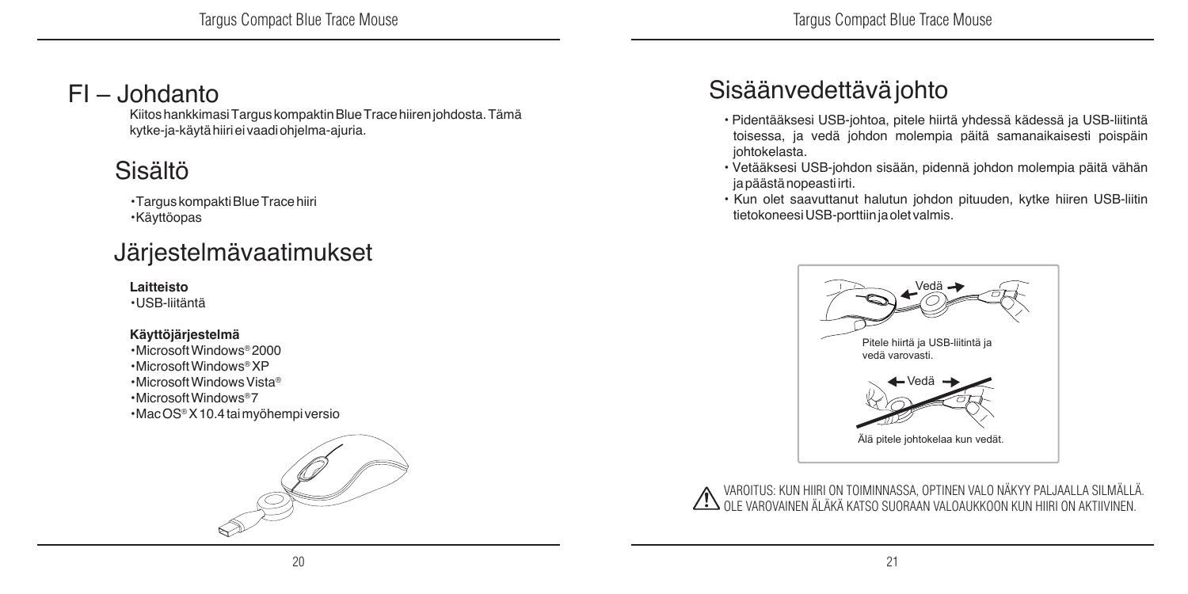# FI – Johdanto

Kiitos hankkimasi Targus kompaktin Blue Trace hiiren johdosta. Tämä kytke-ja-käytä hiiri ei vaadi ohjelma-ajuria.

## Sisältö

- Targus kompakti Blue Trace hiiri
- Käyttöopas

## Järjestelmävaatimukset

**Laitteisto**

- USB-liitäntä

**Käyttöjärjestelmä**

- Microsoft Windows® 2000
- Microsoft Windows® XP
- Microsoft Windows Vista®
- Microsoft Windows® 7
- Mac OS® X 10.4 tai myöhempi versio

## Sisäänvedettävä johto

- Pidentääksesi USB-johtoa, pitele hiirtä yhdessä kädessä ja USB-liitintä toisessa, ja vedä johdon molempia päitä samanaikaisesti poispäin johtokelasta.
- Vetääksesi USB-johdon sisään, pidennä johdon molempia päitä vähän ja päästä nopeasti irti.
- Kun olet saavuttanut halutun johdon pituuden, kytke hiiren USB-liitin tietokoneesi USB-porttiin ja olet valmis.

Vedä

Pitele hiirtä ja USB-liitintä ja vedä varovasti.

Vedä

Älä pitele johtokelaa kun vedät.

VAROITUS: KUN HIIRI ON TOIMINNASSA, OPTINEN VALO NÄKYY PALJAALLA SILMÄLLÄ. OLE VAROVAINEN ÄLÄKÄ KATSO SUORAAN VALOAUKKOON KUN HIIRI ON AKTIIVINEN.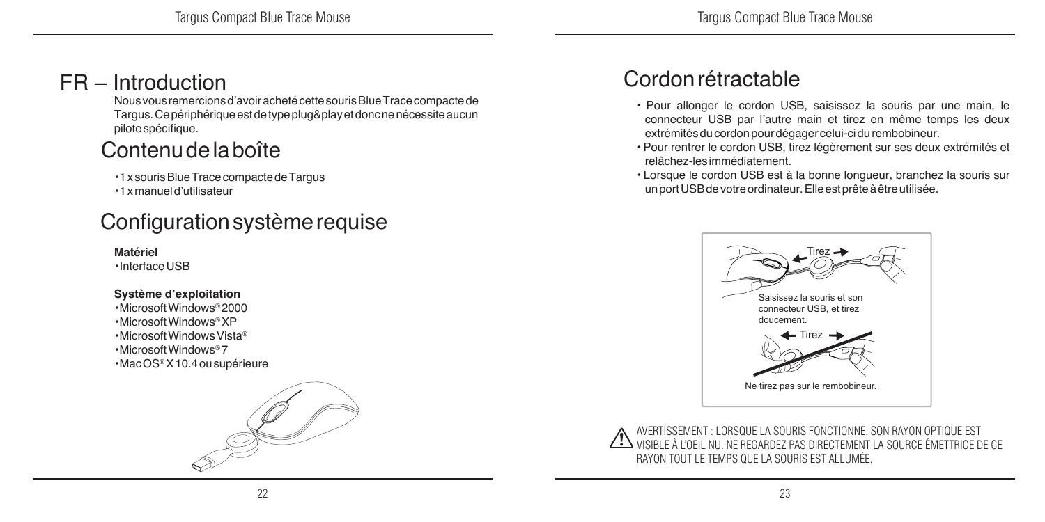# FR – Introduction

Nous vous remercions d'avoir acheté cette souris Blue Trace compacte de Targus. Ce périphérique est de type plug&play et donc ne nécessite aucun pilote spécifique.

## Contenu de la boîte

- 1 x souris Blue Trace compacte de Targus
- 1 x manuel d'utilisateur

## Configuration système requise

**Matériel**

- Interface USB

**Système d'exploitation**

- Microsoft Windows® 2000
- Microsoft Windows® XP
- Microsoft Windows Vista®
- Microsoft Windows® 7
- Mac OS® X 10.4 ou supérieure

## Cordon rétractable

- Pour allonger le cordon USB, saisissez la souris par une main, le connecteur USB par l'autre main et tirez en même temps les deux extrémités du cordon pour dégager celui-ci du rembobineur.
- Pour rentrer le cordon USB, tirez légèrement sur ses deux extrémités et relâchez-les immédiatement.
- Lorsque le cordon USB est à la bonne longueur, branchez la souris sur un port USB de votre ordinateur. Elle est prête à être utilisée.

Tirez

Saisissez la souris et son connecteur USB, et tirez doucement.

Tirez

Ne tirez pas sur le rembobineur.

AVERTISSEMENT : LORSQUE LA SOURIS FONCTIONNE, SON RAYON OPTIQUE EST VISIBLE À L'OEIL NU. NE REGARDEZ PAS DIRECTEMENT LA SOURCE ÉMETTRICE DE CE RAYON TOUT LE TEMPS QUE LA SOURIS EST ALLUMÉE.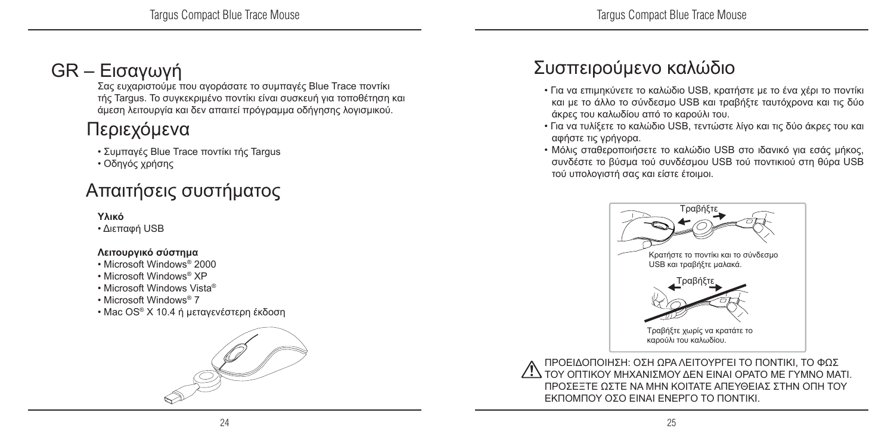# GR – Εισαγωγή

Σας ευχαριστούμε που αγοράσατε το συμπαγές Blue Trace ποντίκι τής Targus. Το συγκεκριμένο ποντίκι είναι συσκευή για τοποθέτηση και άμεση λειτουργία και δεν απαιτεί πρόγραμμα οδήγησης λογισμικού.

## Περιεχόμενα

- Συμπαγές Blue Trace ποντίκι τής Targus
- Οδηγός χρήσης

## Απαιτήσεις συστήματος

**Υλικό**

- Διεπαφή USB

**Λειτουργικό σύστημα**

- Microsoft Windows® 2000
- Microsoft Windows® XP
- Microsoft Windows Vista®
- Microsoft Windows® 7
- Mac OS® X 10.4 ή μεταγενέστερη έκδοση

## Συσπειρούμενο καλώδιο

- Για να επιμηκύνετε το καλώδιο USB, κρατήστε με το ένα χέρι το ποντίκι και με το άλλο το σύνδεσμο USB και τραβήξτε ταυτόχρονα και τις δύο άκρες του καλωδίου από το καρούλι του.
- Για να τυλίξετε το καλώδιο USB, τεντώστε λίγο και τις δύο άκρες του και αφήστε τις γρήγορα.
- Μόλις σταθεροποιήσετε το καλώδιο USB στο ιδανικό για εσάς μήκος, συνδέστε το βύσμα τού συνδέσμου USB τού ποντικιού στη θύρα USB τού υπολογιστή σας και είστε έτοιμοι.

Τραβήξτε

Κρατήστε το ποντίκι και το σύνδεσμο USB και τραβήξτε μαλακά.

Τραβήξτε

Τραβήξτε χωρίς να κρατάτε το καρούλι του καλωδίου.

ΠΡΟΕΙΔΟΠΟΙΗΣΗ: ΟΣΗ ΩΡΑ ΛΕΙΤΟΥΡΓΕΙ ΤΟ ΠΟΝΤΙΚΙ, ΤΟ ΦΩΣ ΤΟΥ ΟΠΤΙΚΟΥ ΜΗΧΑΝΙΣΜΟΥ ΔΕΝ ΕΙΝΑΙ ΟΡΑΤΟ ΜΕ ΓΥΜΝΟ ΜΑΤΙ. ΠΡΟΣΕΞΤΕ ΩΣΤΕ ΝΑ ΜΗΝ ΚΟΙΤΑΤΕ ΑΠΕΥΘΕΙΑΣ ΣΤΗΝ ΟΠΗ ΤΟΥ ΕΚΠΟΜΠΟΥ ΟΣΟ ΕΙΝΑΙ ΕΝΕΡΓΟ ΤΟ ΠΟΝΤΙΚΙ.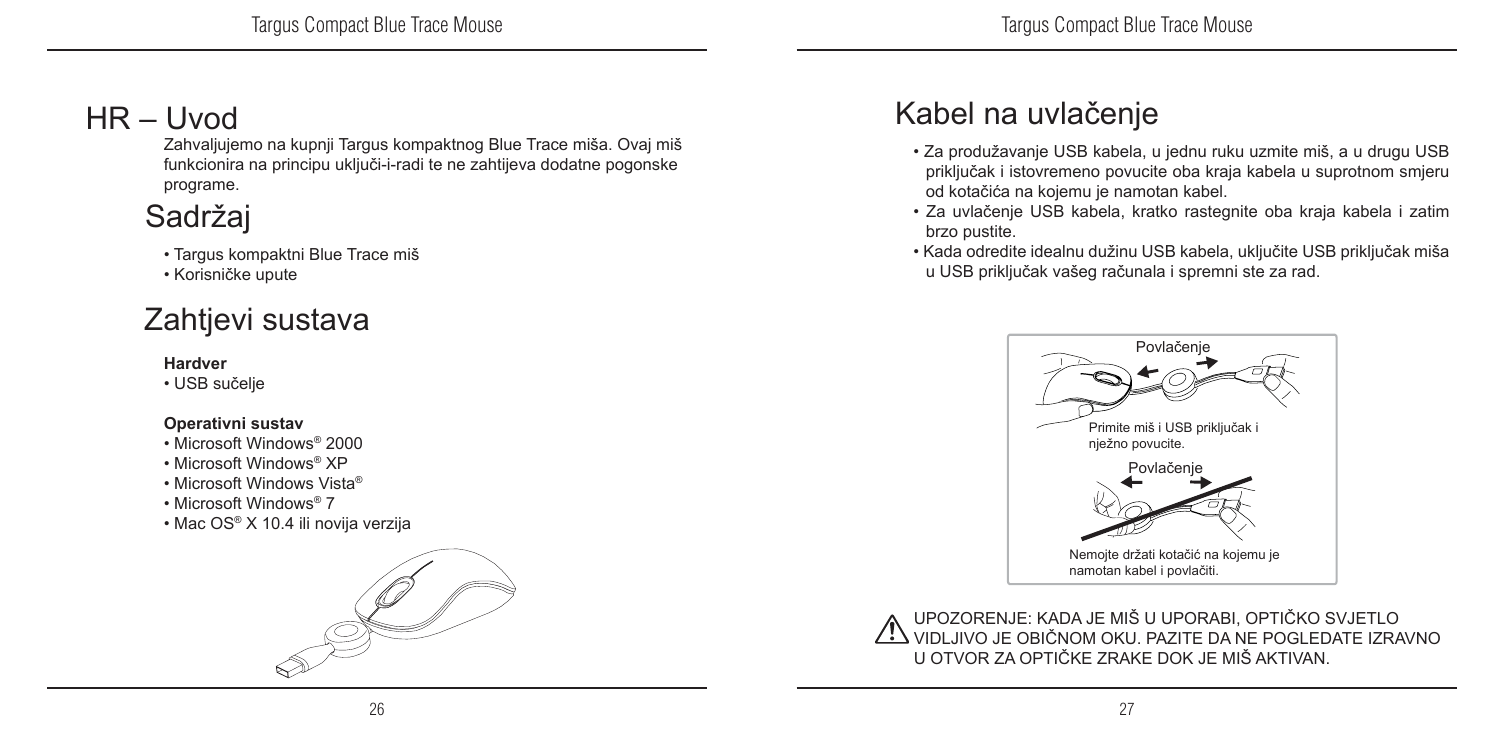# HR – Uvod

Zahvaljujemo na kupnji Targus kompaktnog Blue Trace miša. Ovaj miš funkcionira na principu uključi-i-radi te ne zahtijeva dodatne pogonske programe.

## Sadržaj

- Targus kompaktni Blue Trace miš
- Korisničke upute

## Zahtjevi sustava

**Hardver**

- USB sučelje

**Operativni sustav**

- Microsoft Windows® 2000
- Microsoft Windows® XP
- Microsoft Windows Vista®
- Microsoft Windows® 7
- Mac OS® X 10.4 ili novija verzija

## Kabel na uvlačenje

- Za produžavanje USB kabela, u jednu ruku uzmite miš, a u drugu USB priključak i istovremeno povucite oba kraja kabela u suprotnom smjeru od kotačića na kojemu je namotan kabel.
- Za uvlačenje USB kabela, kratko rastegnite oba kraja kabela i zatim brzo pustite.
- Kada odredite idealnu dužinu USB kabela, uključite USB priključak miša u USB priključak vašeg računala i spremni ste za rad.

Povlačenje

Primite miš i USB priključak i nježno povucite.

Povlačenje

Nemojte držati kotačić na kojemu je namotan kabel i povlačiti.

⚠ UPOZORENJE: KADA JE MIŠ U UPORABI, OPTIČKO SVJETLO VIDLJIVO JE OBIČNOM OKU. PAZITE DA NE POGLEDATE IZRAVNO U OTVOR ZA OPTIČKE ZRAKE DOK JE MIŠ AKTIVAN.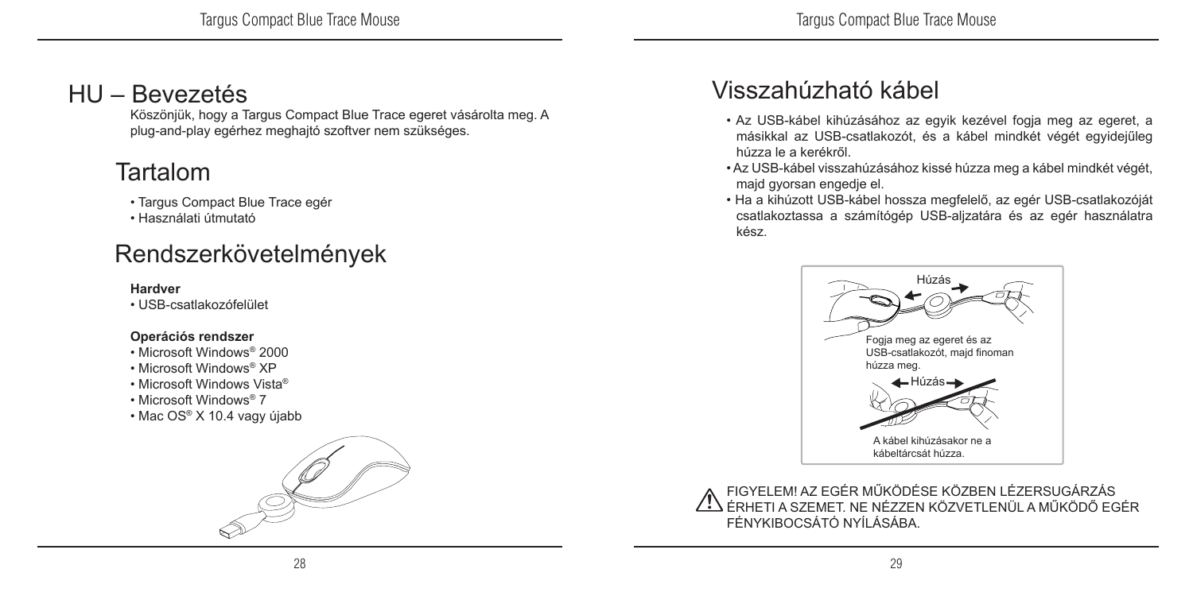# HU – Bevezetés

Köszönjük, hogy a Targus Compact Blue Trace egeret vásárolta meg. A plug-and-play egérhez meghajtó szoftver nem szükséges.

## Tartalom

- Targus Compact Blue Trace egér
- Használati útmutató

## Rendszerkövetelmények

**Hardver**

- USB-csatlakozófelület

**Operációs rendszer**

- Microsoft Windows® 2000
- Microsoft Windows® XP
- Microsoft Windows Vista®
- Microsoft Windows® 7
- Mac OS® X 10.4 vagy újabb

## Visszahúzható kábel

- Az USB-kábel kihúzásához az egyik kezével fogja meg az egeret, a másikkal az USB-csatlakozót, és a kábel mindkét végét egyidejűleg húzza le a kerékről.
- Az USB-kábel visszahúzásához kissé húzza meg a kábel mindkét végét, majd gyorsan engedje el.
- Ha a kihúzott USB-kábel hossza megfelelő, az egér USB-csatlakozóját csatlakoztassa a számítógép USB-aljzatára és az egér használatra kész.

Húzás

Fogja meg az egeret és az USB-csatlakozót, majd finoman húzza meg.

Húzás

A kábel kihúzásakor ne a kábeltárcsát húzza.

FIGYELEM! AZ EGÉR MŰKÖDÉSE KÖZBEN LÉZERSUGÁRZÁS ÉRHETI A SZEMET. NE NÉZZEN KÖZVETLENÜL A MŰKÖDŐ EGÉR FÉNYKIBOCSÁTÓ NYÍLÁSÁBA.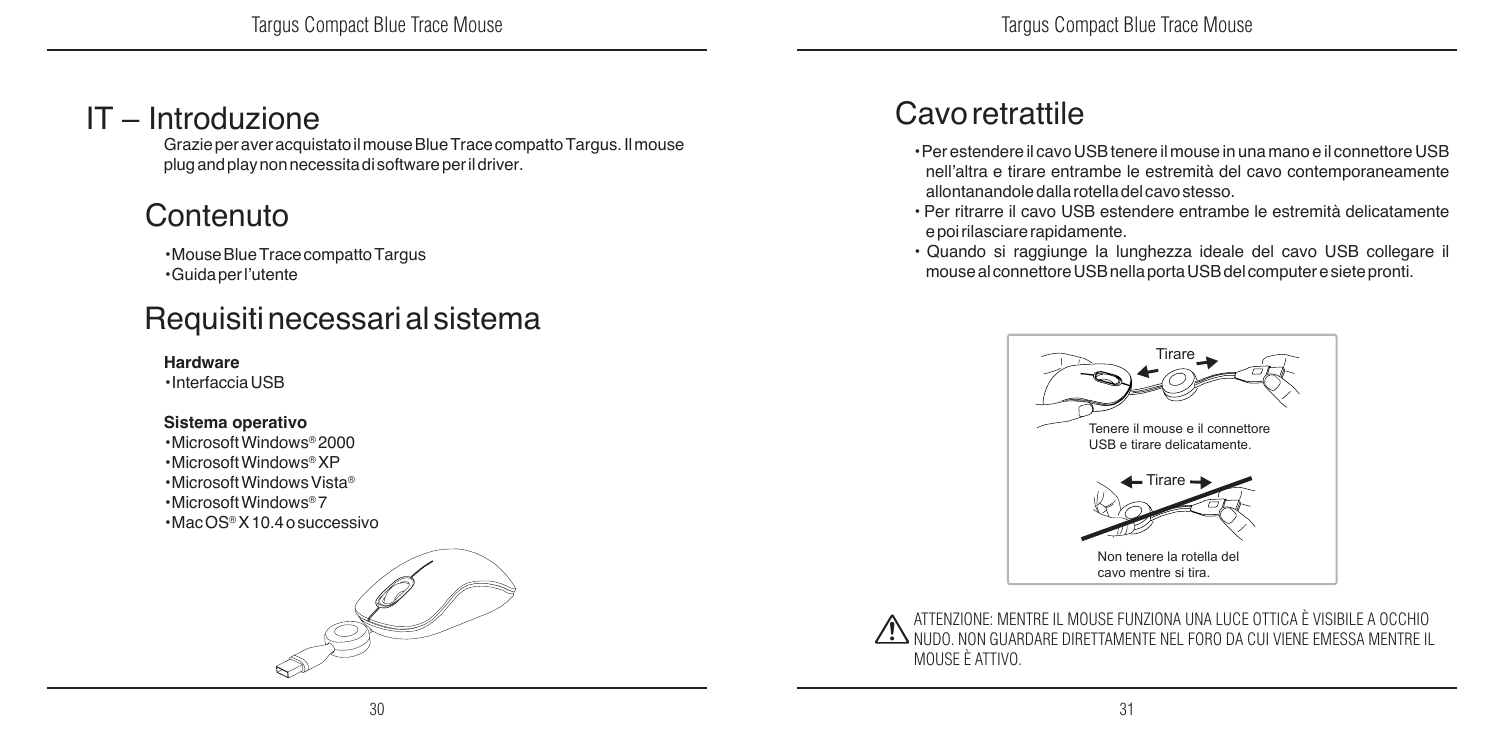# IT – Introduzione

Grazie per aver acquistato il mouse Blue Trace compatto Targus. Il mouse plug and play non necessita di software per il driver.

## Contenuto

- Mouse Blue Trace compatto Targus
- Guida per l'utente

## Requisiti necessari al sistema

**Hardware**

- Interfaccia USB

**Sistema operativo**

- Microsoft Windows® 2000
- Microsoft Windows® XP
- Microsoft Windows Vista®
- Microsoft Windows® 7
- Mac OS® X 10.4 o successivo

## Cavo retrattile

- Per estendere il cavo USB tenere il mouse in una mano e il connettore USB nell'altra e tirare entrambe le estremità del cavo contemporaneamente allontanandole dalla rotella del cavo stesso.
- Per ritrarre il cavo USB estendere entrambe le estremità delicatamente e poi rilasciare rapidamente.
- Quando si raggiunge la lunghezza ideale del cavo USB collegare il mouse al connettore USB nella porta USB del computer e siete pronti.

Tirare

Tenere il mouse e il connettore USB e tirare delicatamente.

Tirare

Non tenere la rotella del cavo mentre si tira.

ATTENZIONE: MENTRE IL MOUSE FUNZIONA UNA LUCE OTTICA È VISIBILE A OCCHIO NUDO. NON GUARDARE DIRETTAMENTE NEL FORO DA CUI VIENE EMESSA MENTRE IL MOUSE È ATTIVO.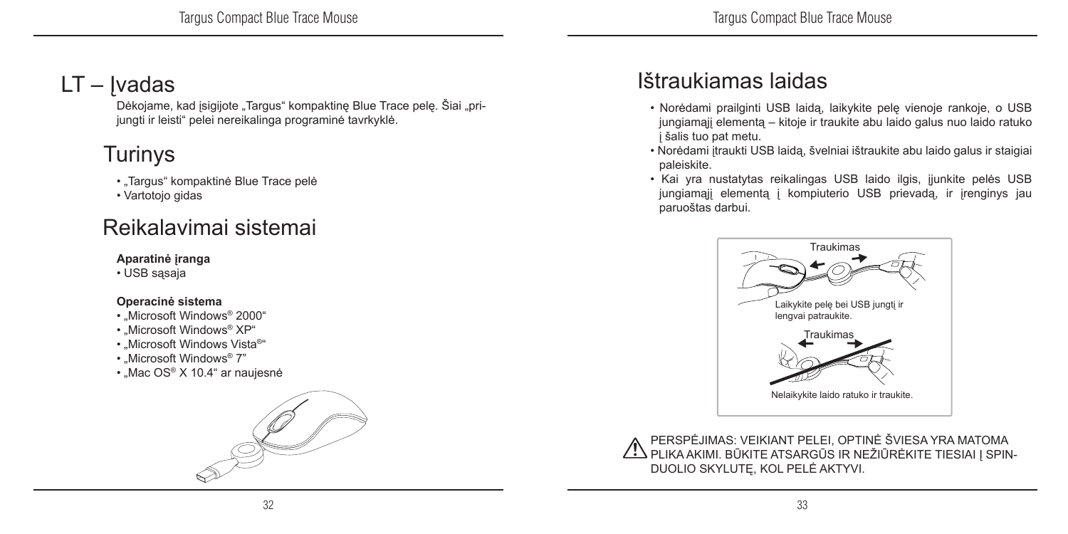# LT – Įvadas

Dėkojame, kad įsigijote „Targus“ kompaktinę Blue Trace pelę. Šiai „prijungti ir leisti“ pelei nereikalinga programinė tavrkyklė.

## Turinys

- „Targus“ kompaktinė Blue Trace pelė
- Vartotojo gidas

## Reikalavimai sistemai

**Aparatinė įranga**

- USB sąsaja

**Operacinė sistema**

- „Microsoft Windows® 2000“
- „Microsoft Windows® XP“
- „Microsoft Windows Vista®“
- „Microsoft Windows® 7”
- „Mac OS® X 10.4“ ar naujesnė

## Ištraukiamas laidas

- Norėdami prailginti USB laidą, laikykite pelę vienoje rankoje, o USB jungiamąjį elementą – kitoje ir traukite abu laido galus nuo laido ratuko į šalis tuo pat metu.
- Norėdami įtraukti USB laidą, švelniai ištraukite abu laido galus ir staigiai paleiskite.
- Kai yra nustatytas reikalingas USB laido ilgis, įjunkite pelės USB jungiamąjį elementą į kompiuterio USB prievadą, ir įrenginys jau paruoštas darbui.

Traukimas

Laikykite pelę bei USB jungtį ir lengvai patraukite.

Traukimas

Nelaikykite laido ratuko ir traukite.

PERSPĖJIMAS: VEIKIANT PELEI, OPTINĖ ŠVIESA YRA MATOMA PLIKA AKIMI. BŪKITE ATSARGŪS IR NEŽIŪRĖKITE TIESIAI Į SPINDUOLIO SKYLUTĘ, KOL PELĖ AKTYVI.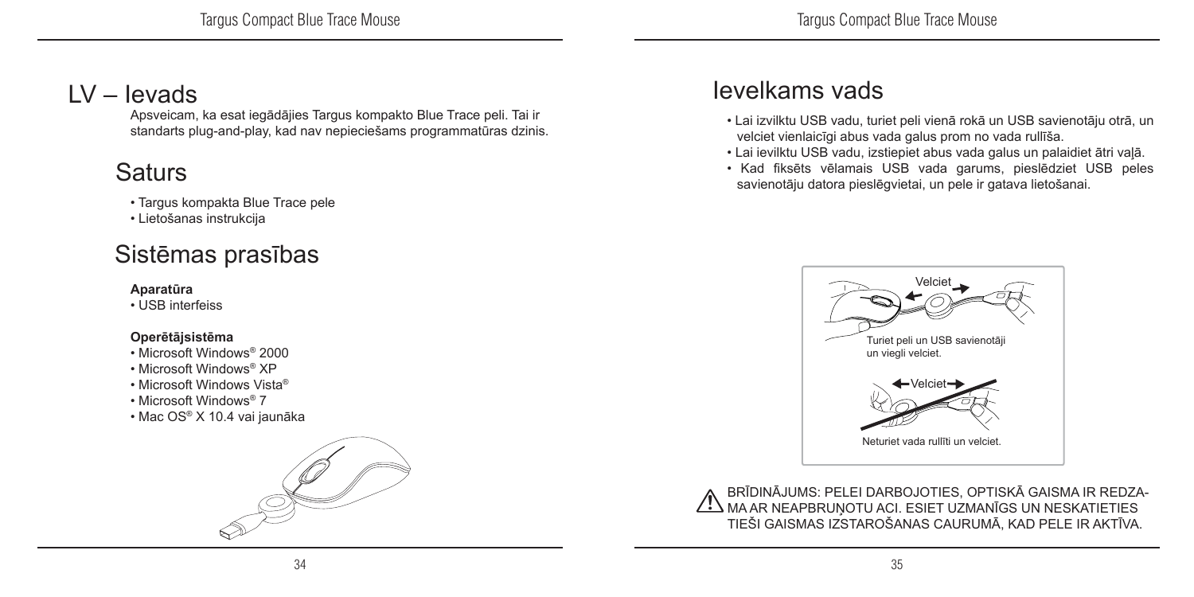# LV – Ievads

Apsveicam, ka esat iegādājies Targus kompakto Blue Trace peli. Tai ir standarts plug-and-play, kad nav nepieciešams programmatūras dzinis.

## Saturs

- Targus kompakta Blue Trace pele
- Lietošanas instrukcija

## Sistēmas prasības

**Aparatūra**
- USB interfeiss

**Operētājsistēma**
- Microsoft Windows® 2000
- Microsoft Windows® XP
- Microsoft Windows Vista®
- Microsoft Windows® 7
- Mac OS® X 10.4 vai jaunāka

## Ievelkams vads

- Lai izvilktu USB vadu, turiet peli vienā rokā un USB savienotāju otrā, un velciet vienlaicīgi abus vada galus prom no vada rullīša.
- Lai ievilktu USB vadu, izstiepiet abus vada galus un palaidiet ātri vaļā.
- Kad fiksēts vēlamais USB vada garums, pieslēdziet USB peles savienotāju datora pieslēgvietai, un pele ir gatava lietošanai.

Velciet

Turiet peli un USB savienotāji un viegli velciet.

Velciet

Neturiet vada rullīti un velciet.

BRĪDINĀJUMS: PELEI DARBOJOTIES, OPTISKĀ GAISMA IR REDZAMA AR NEAPBRUŅOTU ACI. ESIET UZMANĪGS UN NESKATIETIES TIEŠI GAISMAS IZSTAROŠANAS CAURUMĀ, KAD PELE IR AKTĪVA.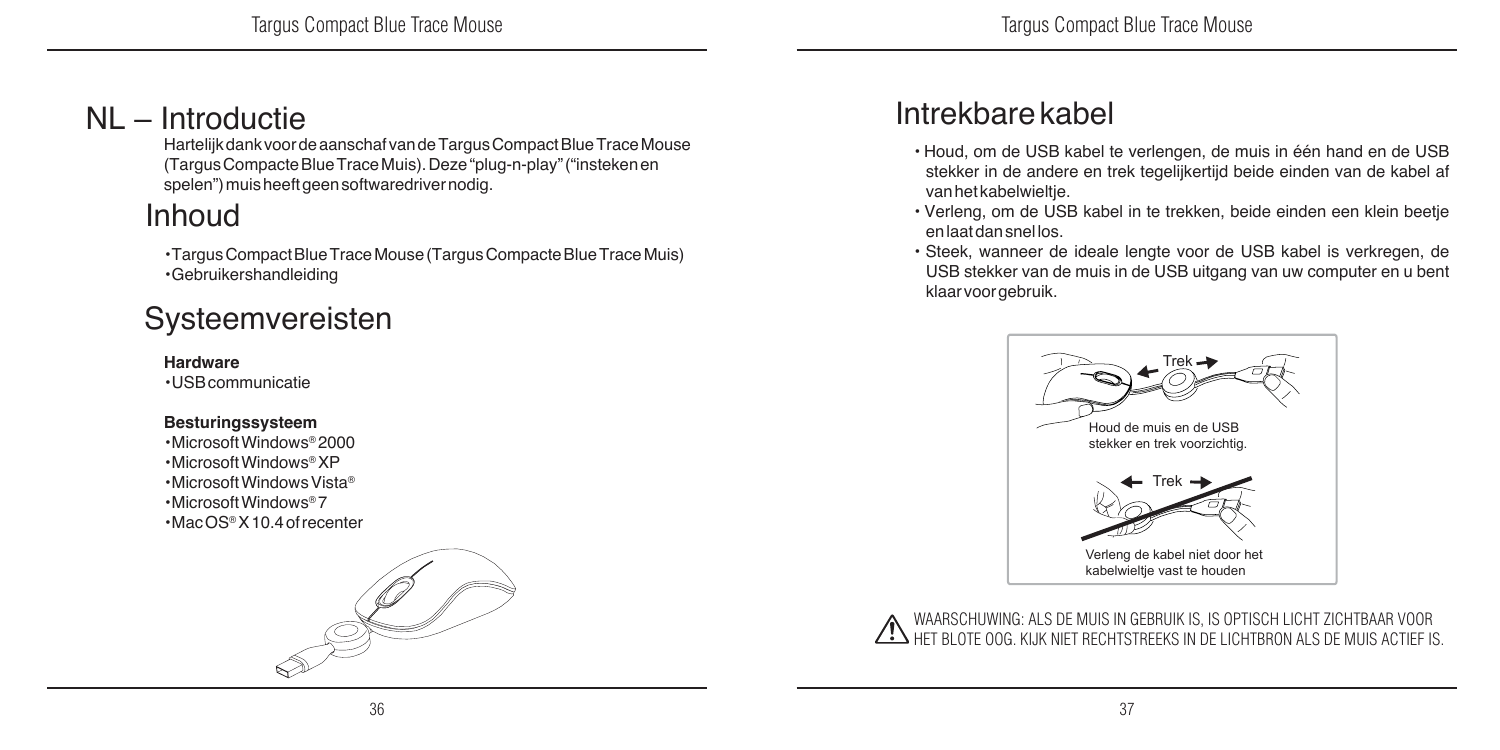# NL – Introductie

Hartelijk dank voor de aanschaf van de Targus Compact Blue Trace Mouse (Targus Compacte Blue Trace Muis). Deze "plug-n-play" ("insteken en spelen") muis heeft geen softwaredriver nodig.

## Inhoud

- Targus Compact Blue Trace Mouse (Targus Compacte Blue Trace Muis)
- Gebruikershandleiding

## Systeemvereisten

**Hardware**

- USB communicatie

**Besturingssysteem**

- Microsoft Windows® 2000
- Microsoft Windows® XP
- Microsoft Windows Vista®
- Microsoft Windows® 7
- Mac OS® X 10.4 of recenter

## Intrekbare kabel

- Houd, om de USB kabel te verlengen, de muis in één hand en de USB stekker in de andere en trek tegelijkertijd beide einden van de kabel af van het kabelwieltje.
- Verleng, om de USB kabel in te trekken, beide einden een klein beetje en laat dan snel los.
- Steek, wanneer de ideale lengte voor de USB kabel is verkregen, de USB stekker van de muis in de USB uitgang van uw computer en u bent klaar voor gebruik.

Trek

Houd de muis en de USB stekker en trek voorzichtig.

Trek

Verleng de kabel niet door het kabelwieltje vast te houden

WAARSCHUWING: ALS DE MUIS IN GEBRUIK IS, IS OPTISCH LICHT ZICHTBAAR VOOR HET BLOTE OOG. KIJK NIET RECHTSTREEKS IN DE LICHTBRON ALS DE MUIS ACTIEF IS.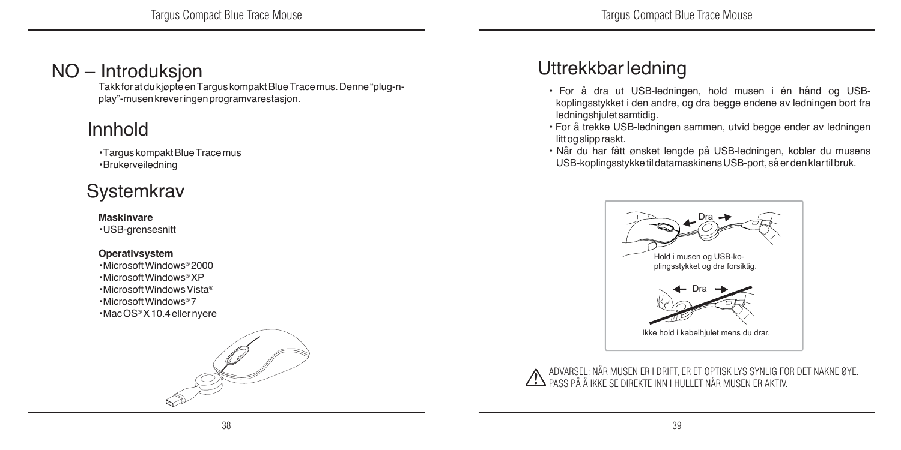# NO – Introduksjon

Takk for at du kjøpte en Targus kompakt Blue Trace mus. Denne "plug-n-play"-musen krever ingen programvarestasjon.

## Innhold

- Targus kompakt Blue Trace mus
- Brukerveiledning

## Systemkrav

**Maskinvare**

- USB-grensesnitt

**Operativsystem**

- Microsoft Windows® 2000
- Microsoft Windows® XP
- Microsoft Windows Vista®
- Microsoft Windows® 7
- Mac OS® X 10.4 eller nyere

## Uttrekkbar ledning

- For å dra ut USB-ledningen, hold musen i én hånd og USB-koplingsstykket i den andre, og dra begge endene av ledningen bort fra ledningshjulet samtidig.
- For å trekke USB-ledningen sammen, utvid begge ender av ledningen litt og slipp raskt.
- Når du har fått ønsket lengde på USB-ledningen, kobler du musens USB-koplingsstykke til datamaskinens USB-port, så er den klar til bruk.

Dra

Hold i musen og USB-koplingsstykket og dra forsiktig.

Dra

Ikke hold i kabelhjulet mens du drar.

ADVARSEL: NÅR MUSEN ER I DRIFT, ER ET OPTISK LYS SYNLIG FOR DET NAKNE ØYE. PASS PÅ Å IKKE SE DIREKTE INN I HULLET NÅR MUSEN ER AKTIV.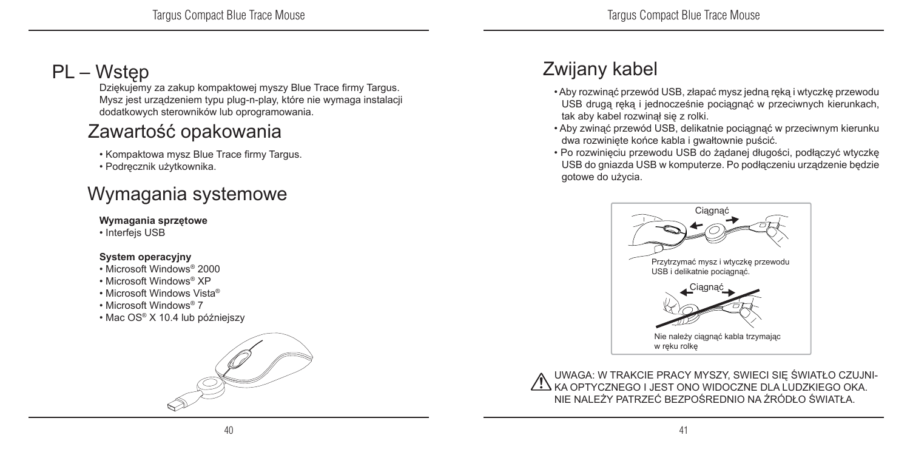# PL – Wstęp

Dziękujemy za zakup kompaktowej myszy Blue Trace firmy Targus. Mysz jest urządzeniem typu plug-n-play, które nie wymaga instalacji dodatkowych sterowników lub oprogramowania.

## Zawartość opakowania

- Kompaktowa mysz Blue Trace firmy Targus.
- Podręcznik użytkownika.

## Wymagania systemowe

**Wymagania sprzętowe**

- Interfejs USB

**System operacyjny**

- Microsoft Windows® 2000
- Microsoft Windows® XP
- Microsoft Windows Vista®
- Microsoft Windows® 7
- Mac OS® X 10.4 lub późniejszy

# Zwijany kabel

- Aby rozwinąć przewód USB, złapać mysz jedną ręką i wtyczkę przewodu USB drugą ręką i jednocześnie pociągnąć w przeciwnych kierunkach, tak aby kabel rozwinął się z rolki.
- Aby zwinąć przewód USB, delikatnie pociągnąć w przeciwnym kierunku dwa rozwinięte końce kabla i gwałtownie puścić.
- Po rozwinięciu przewodu USB do żądanej długości, podłączyć wtyczkę USB do gniazda USB w komputerze. Po podłączeniu urządzenie będzie gotowe do użycia.

Ciągnąć

Przytrzymać mysz i wtyczkę przewodu USB i delikatnie pociągnąć.

Ciągnąć

Nie należy ciągnąć kabla trzymając w ręku rolkę

UWAGA: W TRAKCIE PRACY MYSZY, SWIECI SIĘ ŚWIATŁO CZUJNIKA OPTYCZNEGO I JEST ONO WIDOCZNE DLA LUDZKIEGO OKA. NIE NALEŻY PATRZEĆ BEZPOŚREDNIO NA ŹRÓDŁO ŚWIATŁA.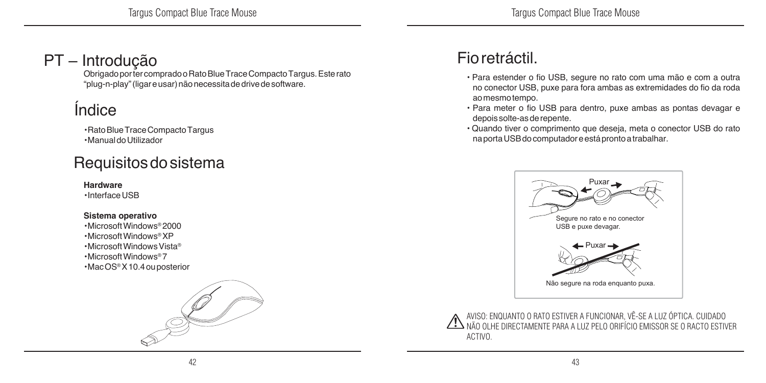# PT – Introdução

Obrigado por ter comprado o Rato Blue Trace Compacto Targus. Este rato "plug-n-play" (ligar e usar) não necessita de drive de software.

## Índice

- Rato Blue Trace Compacto Targus
- Manual do Utilizador

## Requisitos do sistema

**Hardware**

- Interface USB

**Sistema operativo**

- Microsoft Windows® 2000
- Microsoft Windows® XP
- Microsoft Windows Vista®
- Microsoft Windows® 7
- Mac OS® X 10.4 ou posterior

## Fio retráctil.

- Para estender o fio USB, segure no rato com uma mão e com a outra no conector USB, puxe para fora ambas as extremidades do fio da roda ao mesmo tempo.
- Para meter o fio USB para dentro, puxe ambas as pontas devagar e depois solte-as de repente.
- Quando tiver o comprimento que deseja, meta o conector USB do rato na porta USB do computador e está pronto a trabalhar.

Puxar

Segure no rato e no conector USB e puxe devagar.

Puxar

Não segure na roda enquanto puxa.

AVISO: ENQUANTO O RATO ESTIVER A FUNCIONAR, VÊ-SE A LUZ ÓPTICA. CUIDADO NÃO OLHE DIRECTAMENTE PARA A LUZ PELO ORIFÍCIO EMISSOR SE O RACTO ESTIVER ACTIVO.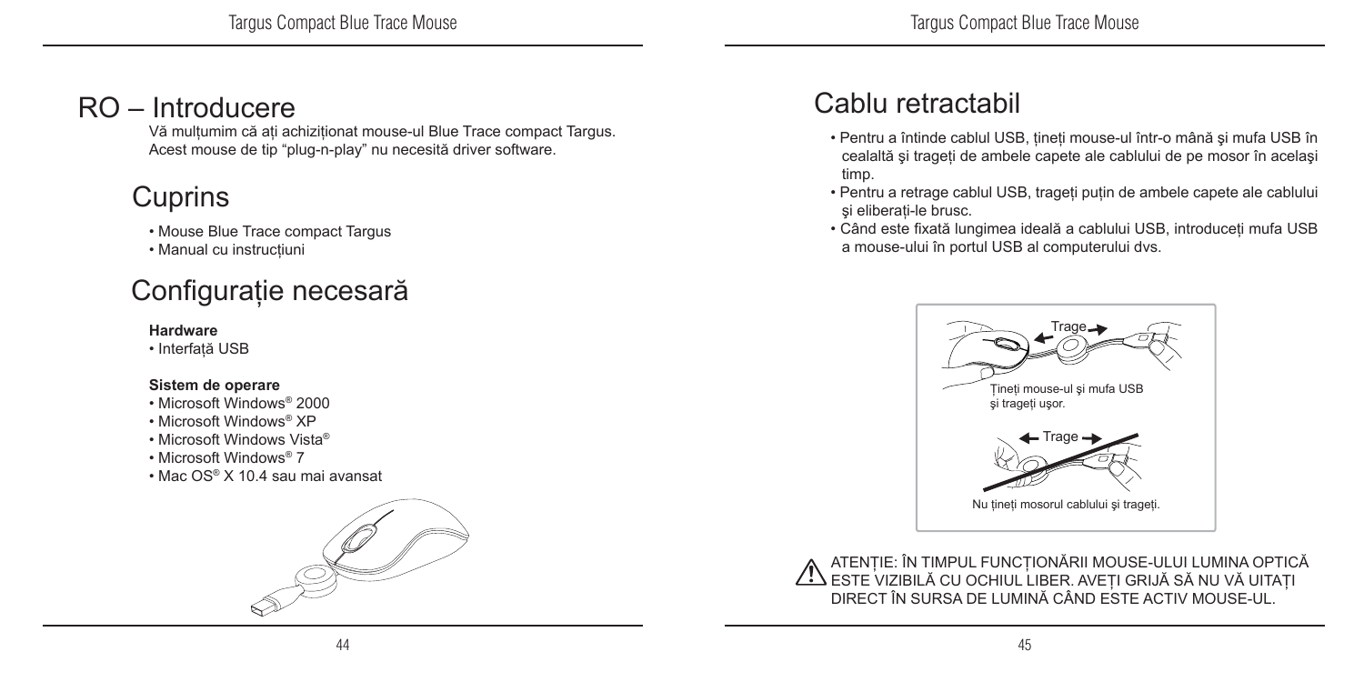# RO – Introducere

Vă mulțumim că ați achiziționat mouse-ul Blue Trace compact Targus. Acest mouse de tip "plug-n-play" nu necesită driver software.

## Cuprins

- Mouse Blue Trace compact Targus
- Manual cu instrucțiuni

## Configurație necesară

**Hardware**

- Interfață USB

**Sistem de operare**

- Microsoft Windows® 2000
- Microsoft Windows® XP
- Microsoft Windows Vista®
- Microsoft Windows® 7
- Mac OS® X 10.4 sau mai avansat

## Cablu retractabil

- Pentru a întinde cablul USB, țineți mouse-ul într-o mână şi mufa USB în cealaltă şi trageți de ambele capete ale cablului de pe mosor în acelaşi timp.
- Pentru a retrage cablul USB, trageți puțin de ambele capete ale cablului şi eliberați-le brusc.
- Când este fixată lungimea ideală a cablului USB, introduceți mufa USB a mouse-ului în portul USB al computerului dvs.

Trage

Țineți mouse-ul şi mufa USB şi trageți uşor.

Trage

Nu țineți mosorul cablului şi trageți.

⚠ ATENȚIE: ÎN TIMPUL FUNCȚIONĂRII MOUSE-ULUI LUMINA OPTICĂ ESTE VIZIBILĂ CU OCHIUL LIBER. AVEȚI GRIJĂ SĂ NU VĂ UITAȚI DIRECT ÎN SURSA DE LUMINĂ CÂND ESTE ACTIV MOUSE-UL.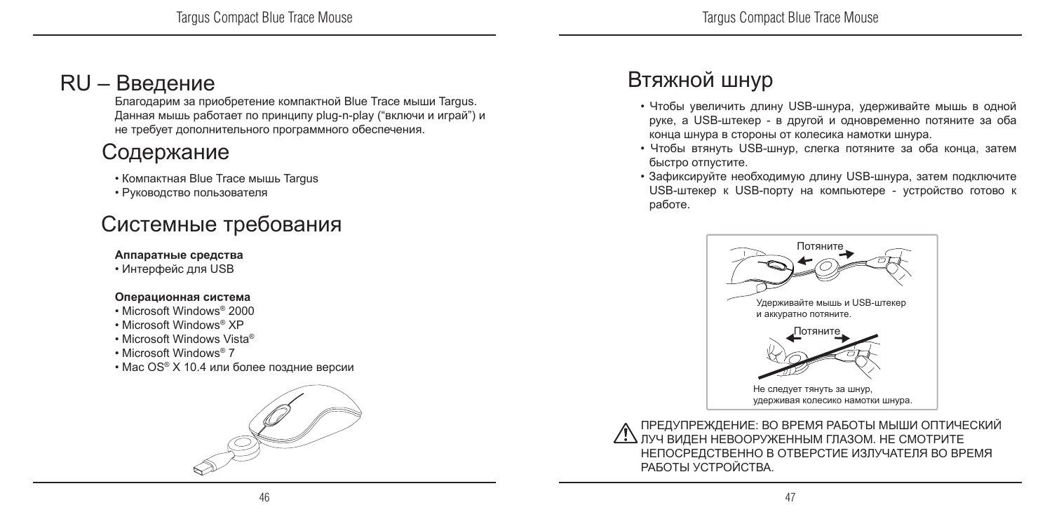# RU – Введение

Благодарим за приобретение компактной Blue Trace мыши Targus. Данная мышь работает по принципу plug-n-play ("включи и играй") и не требует дополнительного программного обеспечения.

## Содержание

- Компактная Blue Trace мышь Targus
- Руководство пользователя

## Системные требования

**Аппаратные средства**

- Интерфейс для USB

**Операционная система**

- Microsoft Windows® 2000
- Microsoft Windows® XP
- Microsoft Windows Vista®
- Microsoft Windows® 7
- Mac OS® X 10.4 или более поздние версии

## Втяжной шнур

- Чтобы увеличить длину USB-шнура, удерживайте мышь в одной руке, а USB-штекер - в другой и одновременно потяните за оба конца шнура в стороны от колесика намотки шнура.
- Чтобы втянуть USB-шнур, слегка потяните за оба конца, затем быстро отпустите.
- Зафиксируйте необходимую длину USB-шнура, затем подключите USB-штекер к USB-порту на компьютере - устройство готово к работе.

Потяните

Удерживайте мышь и USB-штекер и аккуратно потяните.

Потяните

Не следует тянуть за шнур, удерживая колесико намотки шнура.

ПРЕДУПРЕЖДЕНИЕ: ВО ВРЕМЯ РАБОТЫ МЫШИ ОПТИЧЕСКИЙ ЛУЧ ВИДЕН НЕВООРУЖЕННЫМ ГЛАЗОМ. НЕ СМОТРИТЕ НЕПОСРЕДСТВЕННО В ОТВЕРСТИЕ ИЗЛУЧАТЕЛЯ ВО ВРЕМЯ РАБОТЫ УСТРОЙСТВА.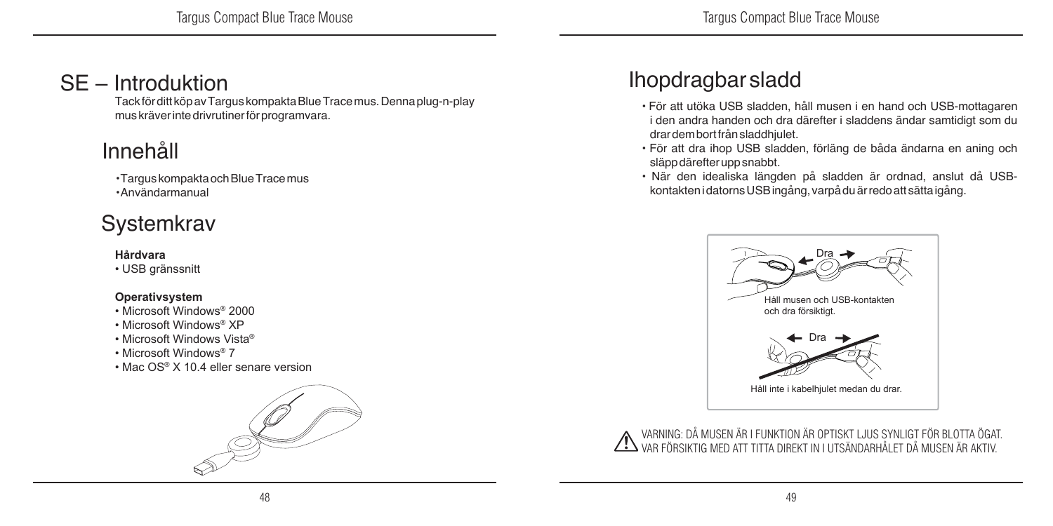# SE – Introduktion

Tack för ditt köp av Targus kompakta Blue Trace mus. Denna plug-n-play mus kräver inte drivrutiner för programvara.

## Innehåll

- Targus kompakta och Blue Trace mus
- Användarmanual

## Systemkrav

**Hårdvara**

- USB gränssnitt

**Operativsystem**

- Microsoft Windows® 2000
- Microsoft Windows® XP
- Microsoft Windows Vista®
- Microsoft Windows® 7
- Mac OS® X 10.4 eller senare version

## Ihopdragbar sladd

- För att utöka USB sladden, håll musen i en hand och USB-mottagaren i den andra handen och dra därefter i sladdens ändar samtidigt som du drar dem bort från sladdhjulet.
- För att dra ihop USB sladden, förläng de båda ändarna en aning och släpp därefter upp snabbt.
- När den idealiska längden på sladden är ordnad, anslut då USB-kontakten i datorns USB ingång, varpå du är redo att sätta igång.

Dra

Håll musen och USB-kontakten och dra försiktigt.

Dra

Håll inte i kabelhjulet medan du drar.

VARNING: DÅ MUSEN ÄR I FUNKTION ÄR OPTISKT LJUS SYNLIGT FÖR BLOTTA ÖGAT. VAR FÖRSIKTIG MED ATT TITTA DIREKT IN I UTSÄNDARHÅLET DÅ MUSEN ÄR AKTIV.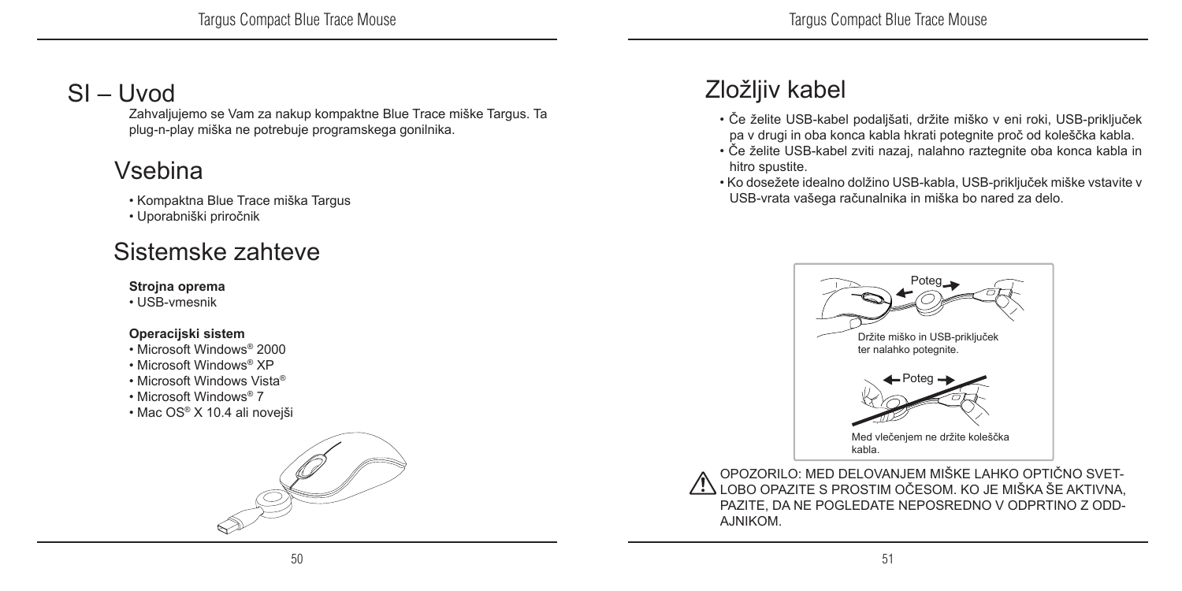# SI – Uvod

Zahvaljujemo se Vam za nakup kompaktne Blue Trace miške Targus. Ta plug-n-play miška ne potrebuje programskega gonilnika.

## Vsebina

- Kompaktna Blue Trace miška Targus
- Uporabniški priročnik

## Sistemske zahteve

**Strojna oprema**
- USB-vmesnik

**Operacijski sistem**
- Microsoft Windows® 2000
- Microsoft Windows® XP
- Microsoft Windows Vista®
- Microsoft Windows® 7
- Mac OS® X 10.4 ali novejši

## Zložljiv kabel

- Če želite USB-kabel podaljšati, držite miško v eni roki, USB-priključek pa v drugi in oba konca kabla hkrati potegnite proč od koleščka kabla.
- Če želite USB-kabel zviti nazaj, nalahno raztegnite oba konca kabla in hitro spustite.
- Ko dosežete idealno dolžino USB-kabla, USB-priključek miške vstavite v USB-vrata vašega računalnika in miška bo nared za delo.

Poteg

Držite miško in USB-priključek ter nalahko potegnite.

Poteg

Med vlečenjem ne držite koleščka kabla.

OPOZORILO: MED DELOVANJEM MIŠKE LAHKO OPTIČNO SVETLOBO OPAZITE S PROSTIM OČESOM. KO JE MIŠKA ŠE AKTIVNA, PAZITE, DA NE POGLEDATE NEPOSREDNO V ODPRTINO Z ODDAJNIKOM.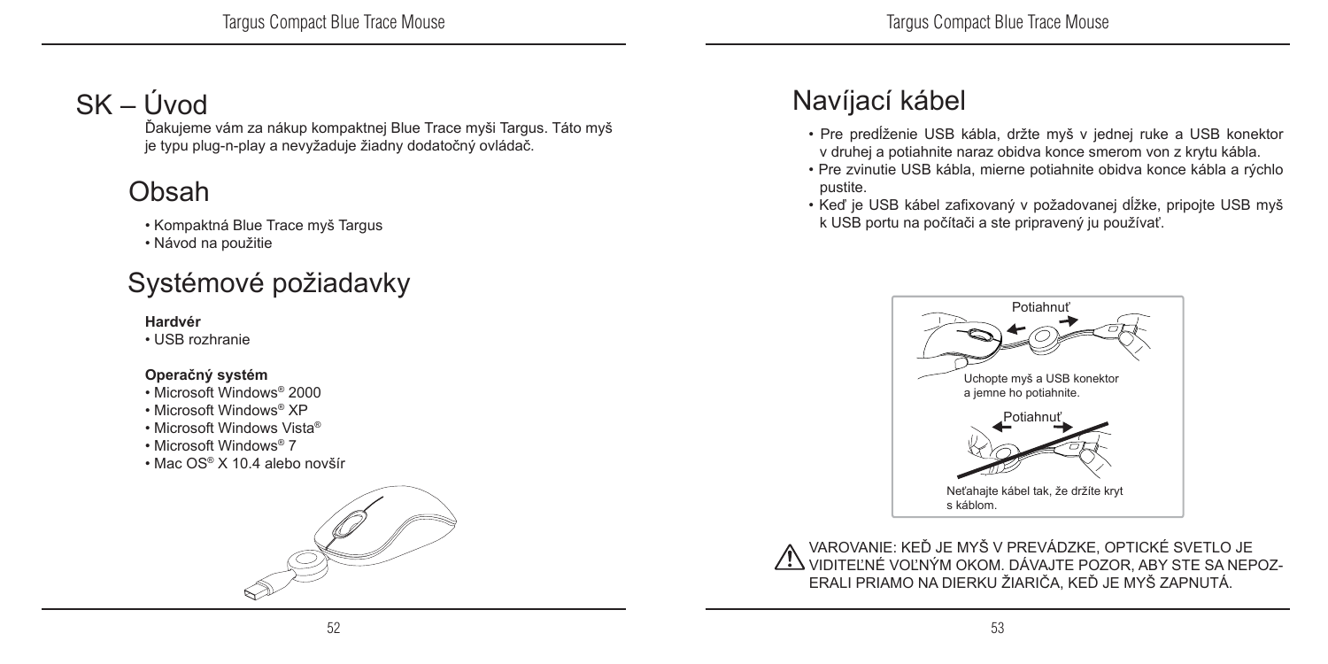# SK – Úvod

Ďakujeme vám za nákup kompaktnej Blue Trace myši Targus. Táto myš je typu plug-n-play a nevyžaduje žiadny dodatočný ovládač.

## Obsah

- Kompaktná Blue Trace myš Targus
- Návod na použitie

## Systémové požiadavky

**Hardvér**

- USB rozhranie

**Operačný systém**

- Microsoft Windows® 2000
- Microsoft Windows® XP
- Microsoft Windows Vista®
- Microsoft Windows® 7
- Mac OS® X 10.4 alebo novšír

## Navíjací kábel

- Pre predĺženie USB kábla, držte myš v jednej ruke a USB konektor v druhej a potiahnite naraz obidva konce smerom von z krytu kábla.
- Pre zvinutie USB kábla, mierne potiahnite obidva konce kábla a rýchlo pustite.
- Keď je USB kábel zafixovaný v požadovanej dĺžke, pripojte USB myš k USB portu na počítači a ste pripravený ju používať.

Potiahnuť

Uchopte myš a USB konektor a jemne ho potiahnite.

Potiahnuť

Neťahajte kábel tak, že držíte kryt s káblom.

VAROVANIE: KEĎ JE MYŠ V PREVÁDZKE, OPTICKÉ SVETLO JE VIDITEĽNÉ VOĽNÝM OKOM. DÁVAJTE POZOR, ABY STE SA NEPOZERALI PRIAMO NA DIERKU ŽIARIČA, KEĎ JE MYŠ ZAPNUTÁ.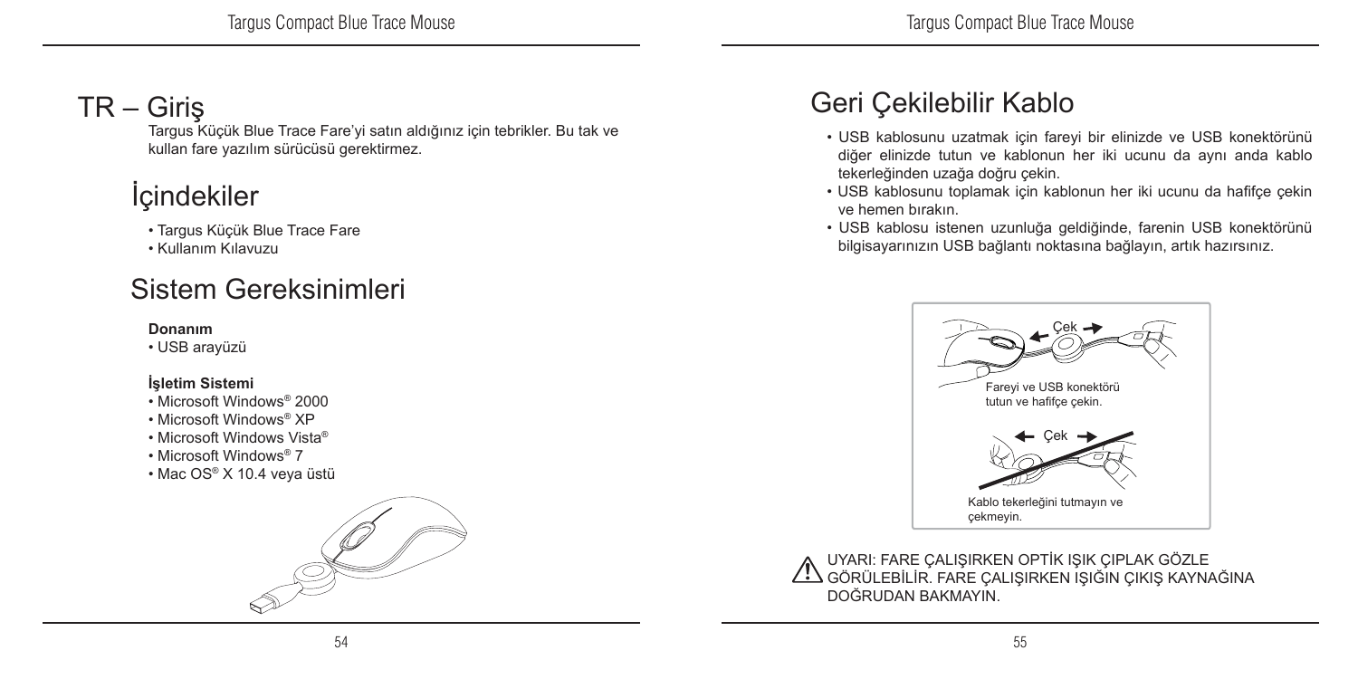# TR – Giriş

Targus Küçük Blue Trace Fare'yi satın aldığınız için tebrikler. Bu tak ve kullan fare yazılım sürücüsü gerektirmez.

## İçindekiler

- Targus Küçük Blue Trace Fare
- Kullanım Kılavuzu

## Sistem Gereksinimleri

**Donanım**

- USB arayüzü

**İşletim Sistemi**

- Microsoft Windows® 2000
- Microsoft Windows® XP
- Microsoft Windows Vista®
- Microsoft Windows® 7
- Mac OS® X 10.4 veya üstü

## Geri Çekilebilir Kablo

- USB kablosunu uzatmak için fareyi bir elinizde ve USB konektörünü diğer elinizde tutun ve kablonun her iki ucunu da aynı anda kablo tekerleğinden uzağa doğru çekin.
- USB kablosunu toplamak için kablonun her iki ucunu da hafifçe çekin ve hemen bırakın.
- USB kablosu istenen uzunluğa geldiğinde, farenin USB konektörünü bilgisayarınızın USB bağlantı noktasına bağlayın, artık hazırsınız.

Çek

Fareyi ve USB konektörü tutun ve hafifçe çekin.

Çek

Kablo tekerleğini tutmayın ve çekmeyin.

UYARI: FARE ÇALIŞIRKEN OPTİK IŞIK ÇIPLAK GÖZLE GÖRÜLEBİLİR. FARE ÇALIŞIRKEN IŞIĞIN ÇIKIŞ KAYNAĞINA DOĞRUDAN BAKMAYIN.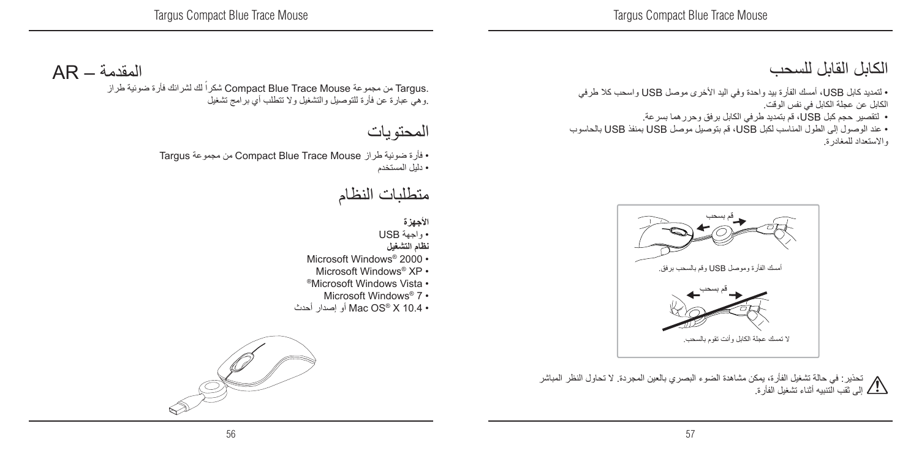# المقدمة – AR

شكراً لك لشرائك فأرة ضوئية طراز Compact Blue Trace Mouse من مجموعة Targus. وهي عبارة عن فأرة للتوصيل والتشغيل ولا تتطلب أي برامج تشغيل.

## المحتويات

- فأرة ضوئية طراز Compact Blue Trace Mouse من مجموعة Targus
- دليل المستخدم

## متطلبات النظام

**الأجهزة**

- واجهة USB

**نظام التشغيل**

- Microsoft Windows® 2000
- Microsoft Windows® XP
- Microsoft Windows Vista®
- Microsoft Windows® 7
- Mac OS® X 10.4 أو إصدار أحدث

## الكابل القابل للسحب

- لتمديد كابل USB، أمسك الفأرة بيد واحدة وفي اليد الأخرى موصل USB واسحب كلا طرفي الكابل عن عجلة الكابل في نفس الوقت.
- لتقصير حجم كبل USB، قم بتمديد طرفي الكابل برفق وحررهما بسرعة.
- عند الوصول إلى الطول المناسب لكبل USB، قم بتوصيل موصل USB بمنفذ USB بالحاسوب والاستعداد للمغادرة.

قم بسحب

أمسك الفأرة وموصل USB وقم بالسحب برفق.

قم بسحب

لا تمسك عجلة الكابل وأنت تقوم بالسحب.

تحذير: في حالة تشغيل الفأرة، يمكن مشاهدة الضوء البصري بالعين المجردة. لا تحاول النظر المباشر إلى ثقب التنبيه أثناء تشغيل الفأرة.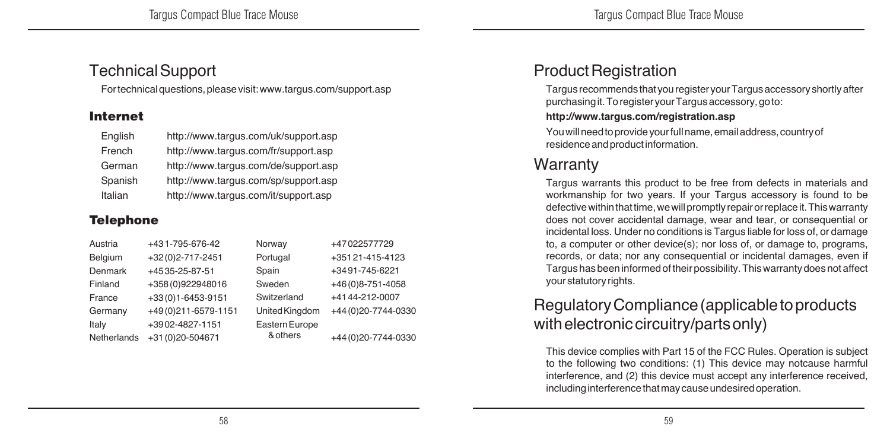# Technical Support

For technical questions, please visit: www.targus.com/support.asp

### Internet

| | |
|---|---|
| English | http://www.targus.com/uk/support.asp |
| French | http://www.targus.com/fr/support.asp |
| German | http://www.targus.com/de/support.asp |
| Spanish | http://www.targus.com/sp/support.asp |
| Italian | http://www.targus.com/it/support.asp |

### Telephone

| | | | |
|---|---|---|---|
| Austria | +43 1-795-676-42 | Norway | +47 022577729 |
| Belgium | +32 (0)2-717-2451 | Portugal | +351 21-415-4123 |
| Denmark | +45 35-25-87-51 | Spain | +34 91-745-6221 |
| Finland | +358 (0)922948016 | Sweden | +46 (0)8-751-4058 |
| France | +33 (0)1-6453-9151 | Switzerland | +41 44-212-0007 |
| Germany | +49 (0)211-6579-1151 | United Kingdom | +44 (0)20-7744-0330 |
| Italy | +39 02-4827-1151 | Eastern Europe & others | +44 (0)20-7744-0330 |
| Netherlands | +31 (0)20-504671 | | |

# Product Registration

Targus recommends that you register your Targus accessory shortly after purchasing it. To register your Targus accessory, go to:

**http://www.targus.com/registration.asp**

You will need to provide your full name, email address, country of residence and product information.

# Warranty

Targus warrants this product to be free from defects in materials and workmanship for two years. If your Targus accessory is found to be defective within that time, we will promptly repair or replace it. This warranty does not cover accidental damage, wear and tear, or consequential or incidental loss. Under no conditions is Targus liable for loss of, or damage to, a computer or other device(s); nor loss of, or damage to, programs, records, or data; nor any consequential or incidental damages, even if Targus has been informed of their possibility. This warranty does not affect your statutory rights.

# Regulatory Compliance (applicable to products with electronic circuitry/parts only)

This device complies with Part 15 of the FCC Rules. Operation is subject to the following two conditions: (1) This device may notcause harmful interference, and (2) this device must accept any interference received, including interference that may cause undesired operation.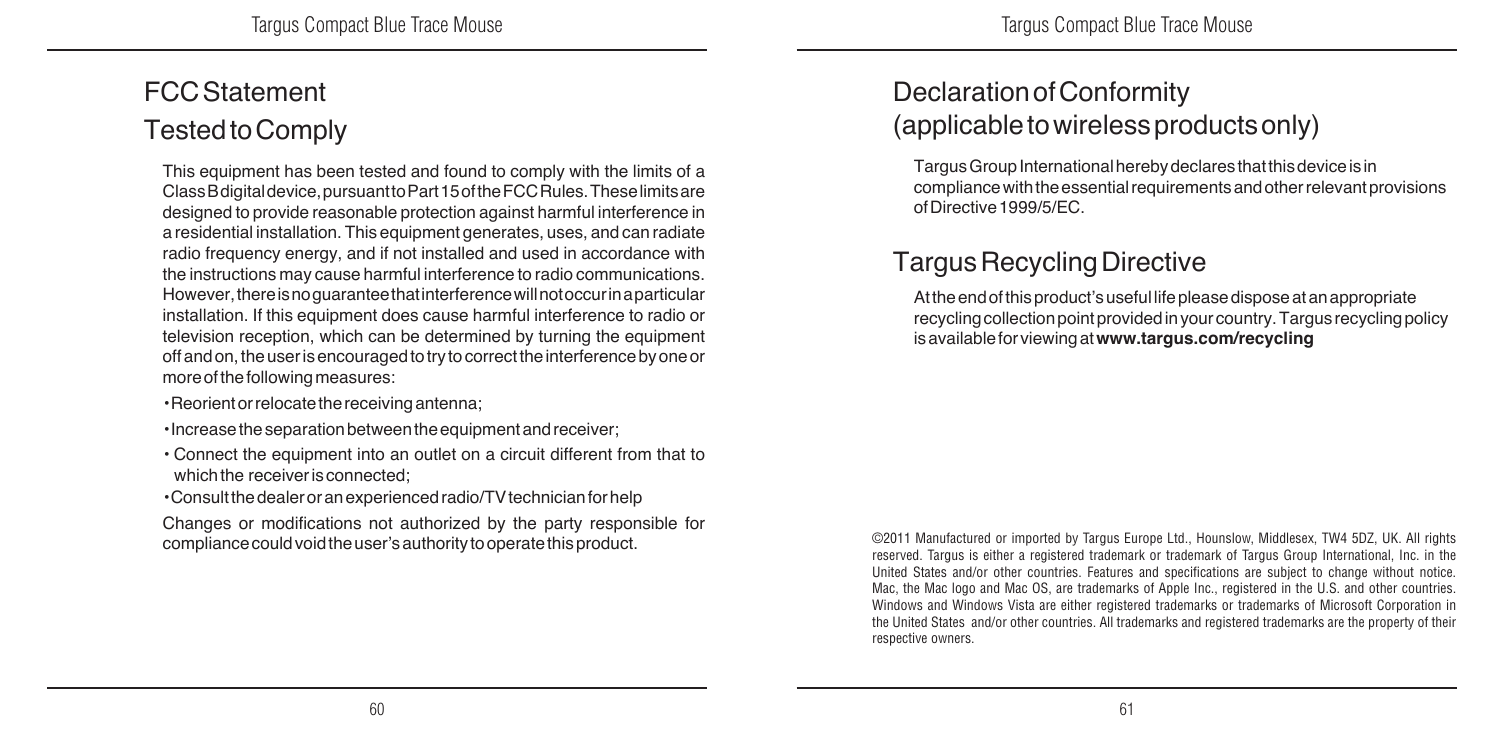## FCC Statement

## Tested to Comply

This equipment has been tested and found to comply with the limits of a Class B digital device, pursuant to Part 15 of the FCC Rules. These limits are designed to provide reasonable protection against harmful interference in a residential installation. This equipment generates, uses, and can radiate radio frequency energy, and if not installed and used in accordance with the instructions may cause harmful interference to radio communications. However, there is no guarantee that interference will not occur in a particular installation. If this equipment does cause harmful interference to radio or television reception, which can be determined by turning the equipment off and on, the user is encouraged to try to correct the interference by one or more of the following measures:

- Reorient or relocate the receiving antenna;
- Increase the separation between the equipment and receiver;
- Connect the equipment into an outlet on a circuit different from that to which the receiver is connected;
- Consult the dealer or an experienced radio/TV technician for help

Changes or modifications not authorized by the party responsible for compliance could void the user's authority to operate this product.

## Declaration of Conformity (applicable to wireless products only)

Targus Group International hereby declares that this device is in compliance with the essential requirements and other relevant provisions of Directive 1999/5/EC.

## Targus Recycling Directive

At the end of this product's useful life please dispose at an appropriate recycling collection point provided in your country. Targus recycling policy is available for viewing at **www.targus.com/recycling**

©2011 Manufactured or imported by Targus Europe Ltd., Hounslow, Middlesex, TW4 5DZ, UK. All rights reserved. Targus is either a registered trademark or trademark of Targus Group International, Inc. in the United States and/or other countries. Features and specifications are subject to change without notice. Mac, the Mac logo and Mac OS, are trademarks of Apple Inc., registered in the U.S. and other countries. Windows and Windows Vista are either registered trademarks or trademarks of Microsoft Corporation in the United States and/or other countries. All trademarks and registered trademarks are the property of their respective owners.